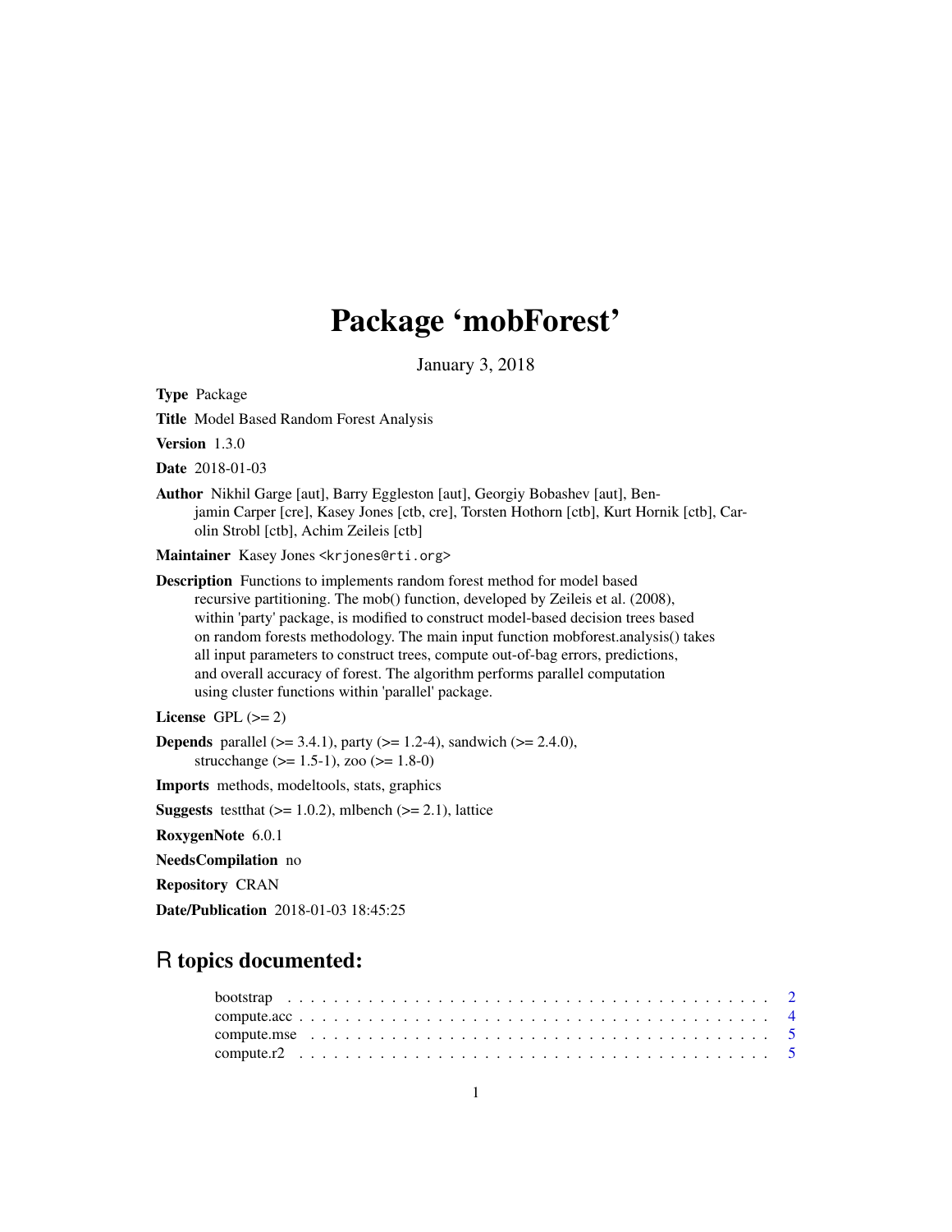# Package 'mobForest'

January 3, 2018

**Type** Package

**Title** Model Based Random Forest Analysis

**Version** 1.3.0

**Date** 2018-01-03

**Author** Nikhil Garge [aut], Barry Eggleston [aut], Georgiy Bobashev [aut], Benjamin Carper [cre], Kasey Jones [ctb, cre], Torsten Hothorn [ctb], Kurt Hornik [ctb], Carolin Strobl [ctb], Achim Zeileis [ctb]

**Maintainer** Kasey Jones <krjones@rti.org>

**Description** Functions to implements random forest method for model based recursive partitioning. The mob() function, developed by Zeileis et al. (2008), within 'party' package, is modified to construct model-based decision trees based on random forests methodology. The main input function mobforest.analysis() takes all input parameters to construct trees, compute out-of-bag errors, predictions, and overall accuracy of forest. The algorithm performs parallel computation using cluster functions within 'parallel' package.

**License** GPL (>= 2)

**Depends** parallel (>= 3.4.1), party (>= 1.2-4), sandwich (>= 2.4.0), strucchange (>= 1.5-1), zoo (>= 1.8-0)

**Imports** methods, modeltools, stats, graphics

**Suggests** testthat (>= 1.0.2), mlbench (>= 2.1), lattice

**RoxygenNote** 6.0.1

**NeedsCompilation** no

**Repository** CRAN

**Date/Publication** 2018-01-03 18:45:25

## R topics documented:

| | |
|---|---|
| bootstrap | 2 |
| compute.acc | 4 |
| compute.mse | 5 |
| compute.r2 | 5 |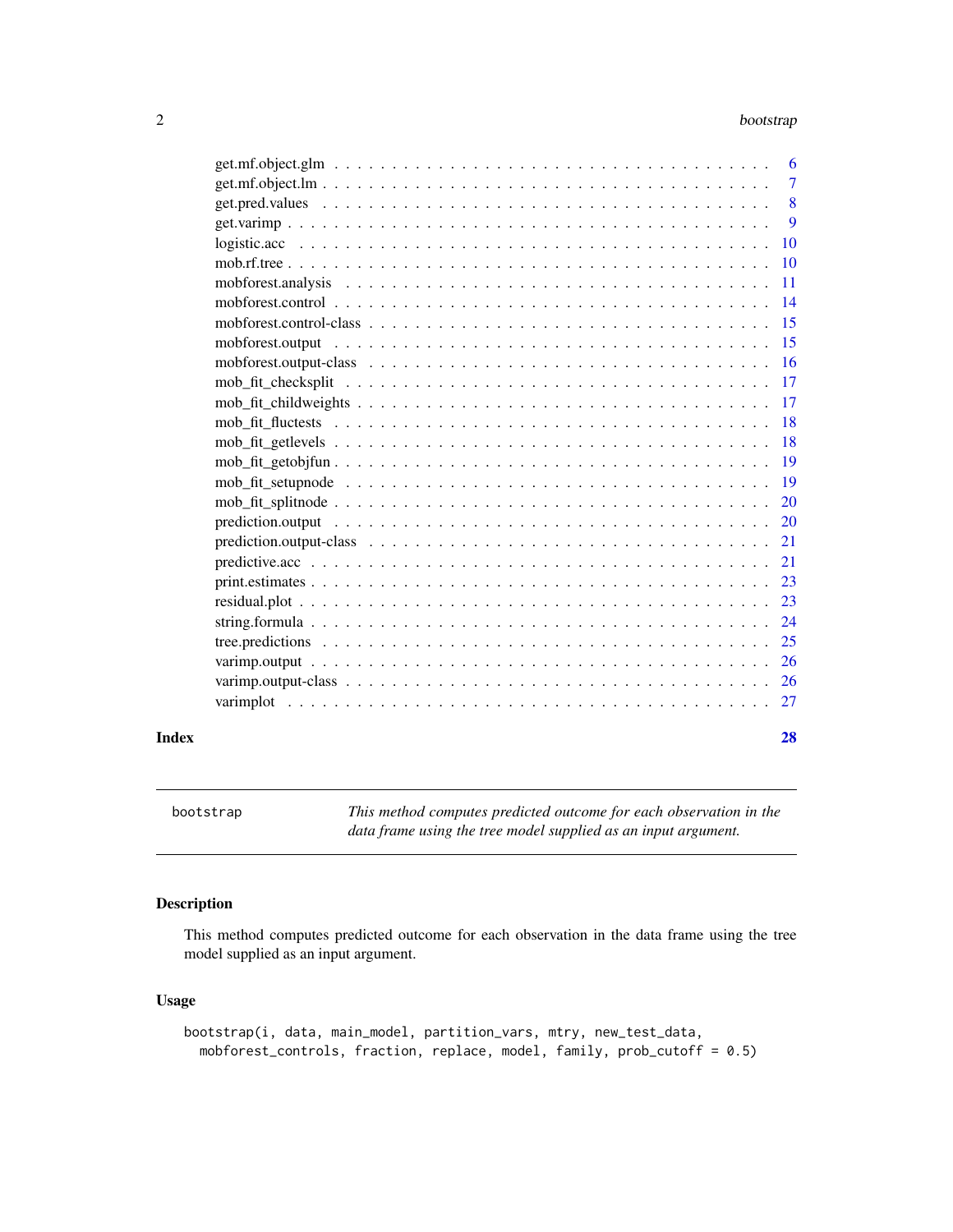| | |
|---|---|
| get.mf.object.glm | 6 |
| get.mf.object.lm | 7 |
| get.pred.values | 8 |
| get.varimp | 9 |
| logistic.acc | 10 |
| mob.rf.tree | 10 |
| mobforest.analysis | 11 |
| mobforest.control | 14 |
| mobforest.control-class | 15 |
| mobforest.output | 15 |
| mobforest.output-class | 16 |
| mob_fit_checksplit | 17 |
| mob_fit_childweights | 17 |
| mob_fit_fluctests | 18 |
| mob_fit_getlevels | 18 |
| mob_fit_getobjfun | 19 |
| mob_fit_setupnode | 19 |
| mob_fit_splitnode | 20 |
| prediction.output | 20 |
| prediction.output-class | 21 |
| predictive.acc | 21 |
| print.estimates | 23 |
| residual.plot | 23 |
| string.formula | 24 |
| tree.predictions | 25 |
| varimp.output | 26 |
| varimp.output-class | 26 |
| varimplot | 27 |

**Index** **28**

---

`bootstrap` *This method computes predicted outcome for each observation in the data frame using the tree model supplied as an input argument.*

---

## Description

This method computes predicted outcome for each observation in the data frame using the tree model supplied as an input argument.

## Usage

```
bootstrap(i, data, main_model, partition_vars, mtry, new_test_data,
  mobforest_controls, fraction, replace, model, family, prob_cutoff = 0.5)
```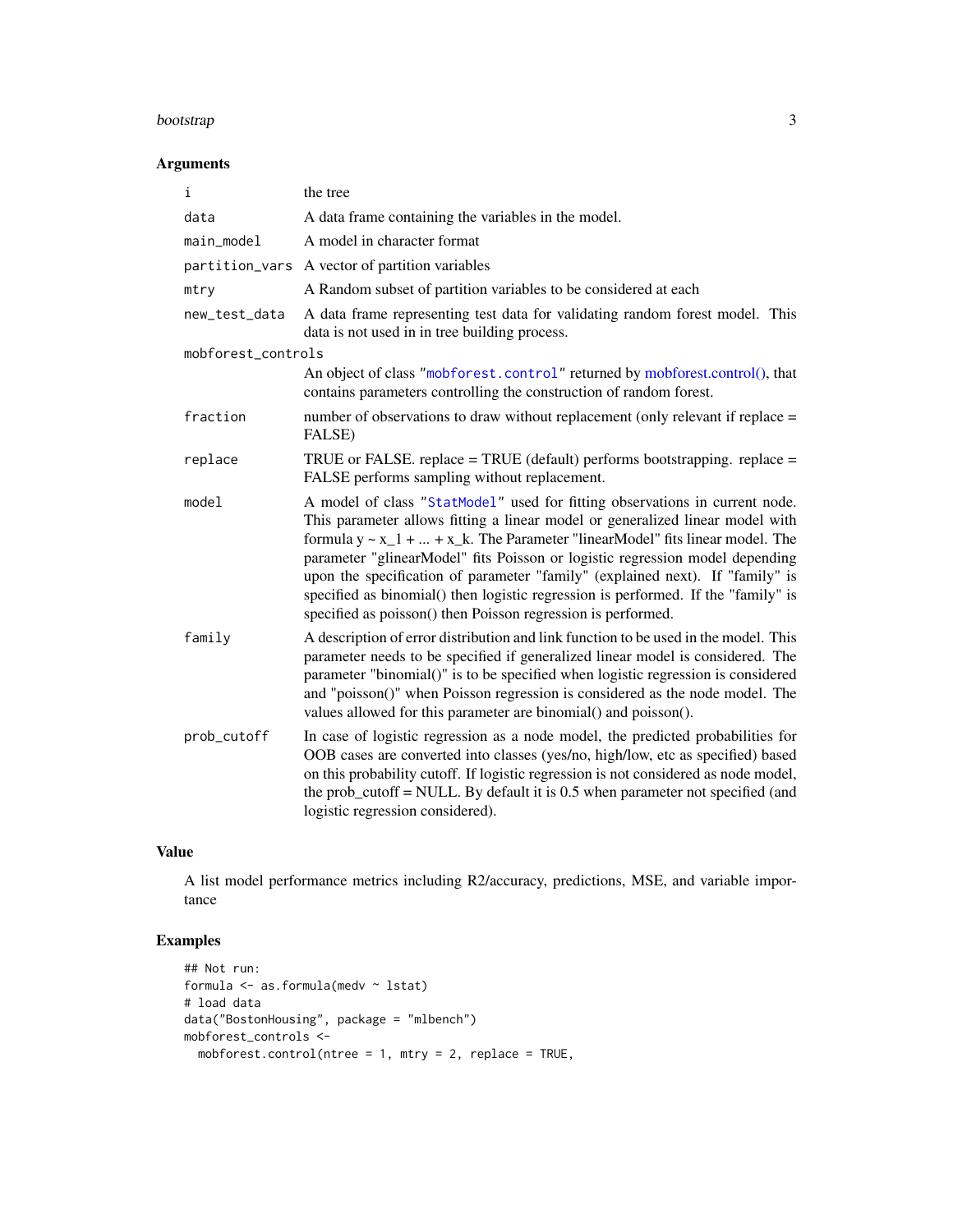## Arguments

| Argument | Description |
|---|---|
| `i` | the tree |
| `data` | A data frame containing the variables in the model. |
| `main_model` | A model in character format |
| `partition_vars` | A vector of partition variables |
| `mtry` | A Random subset of partition variables to be considered at each |
| `new_test_data` | A data frame representing test data for validating random forest model. This data is not used in in tree building process. |
| `mobforest_controls` | An object of class "`mobforest.control`" returned by mobforest.control(), that contains parameters controlling the construction of random forest. |
| `fraction` | number of observations to draw without replacement (only relevant if replace = FALSE) |
| `replace` | TRUE or FALSE. replace = TRUE (default) performs bootstrapping. replace = FALSE performs sampling without replacement. |
| `model` | A model of class "`StatModel`" used for fitting observations in current node. This parameter allows fitting a linear model or generalized linear model with formula y ~ x_1 + ... + x_k. The Parameter "linearModel" fits linear model. The parameter "glinearModel" fits Poisson or logistic regression model depending upon the specification of parameter "family" (explained next). If "family" is specified as binomial() then logistic regression is performed. If the "family" is specified as poisson() then Poisson regression is performed. |
| `family` | A description of error distribution and link function to be used in the model. This parameter needs to be specified if generalized linear model is considered. The parameter "binomial()" is to be specified when logistic regression is considered and "poisson()" when Poisson regression is considered as the node model. The values allowed for this parameter are binomial() and poisson(). |
| `prob_cutoff` | In case of logistic regression as a node model, the predicted probabilities for OOB cases are converted into classes (yes/no, high/low, etc as specified) based on this probability cutoff. If logistic regression is not considered as node model, the prob_cutoff = NULL. By default it is 0.5 when parameter not specified (and logistic regression considered). |

## Value

A list model performance metrics including R2/accuracy, predictions, MSE, and variable importance

## Examples

```
## Not run:
formula <- as.formula(medv ~ lstat)
# load data
data("BostonHousing", package = "mlbench")
mobforest_controls <-
  mobforest.control(ntree = 1, mtry = 2, replace = TRUE,
```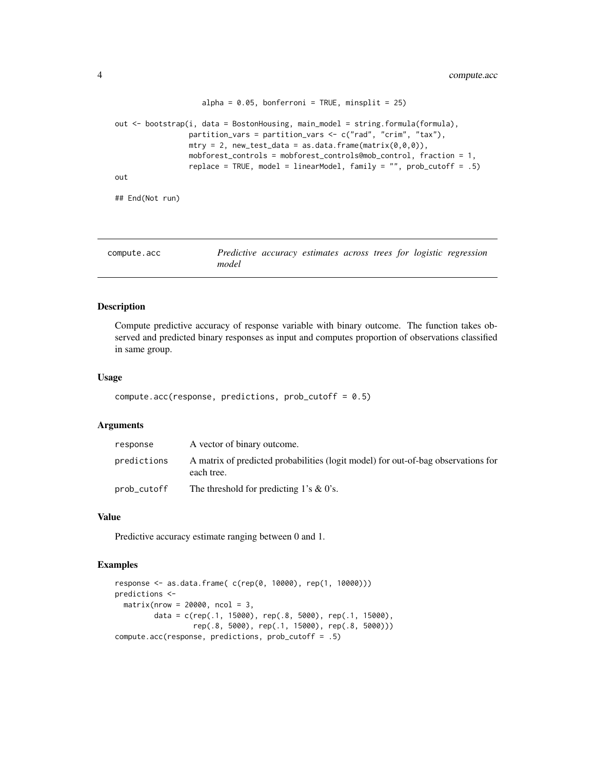```
                     alpha = 0.05, bonferroni = TRUE, minsplit = 25)

out <- bootstrap(i, data = BostonHousing, main_model = string.formula(formula),
                 partition_vars = partition_vars <- c("rad", "crim", "tax"),
                 mtry = 2, new_test_data = as.data.frame(matrix(0,0,0)),
                 mobforest_controls = mobforest_controls@mob_control, fraction = 1,
                 replace = TRUE, model = linearModel, family = "", prob_cutoff = .5)
out

## End(Not run)
```

---

## compute.acc — *Predictive accuracy estimates across trees for logistic regression model*

---

### Description

Compute predictive accuracy of response variable with binary outcome. The function takes observed and predicted binary responses as input and computes proportion of observations classified in same group.

### Usage

```
compute.acc(response, predictions, prob_cutoff = 0.5)
```

### Arguments

| | |
|---|---|
| response | A vector of binary outcome. |
| predictions | A matrix of predicted probabilities (logit model) for out-of-bag observations for each tree. |
| prob_cutoff | The threshold for predicting 1's & 0's. |

### Value

Predictive accuracy estimate ranging between 0 and 1.

### Examples

```
response <- as.data.frame( c(rep(0, 10000), rep(1, 10000)))
predictions <-
  matrix(nrow = 20000, ncol = 3,
         data = c(rep(.1, 15000), rep(.8, 5000), rep(.1, 15000),
                  rep(.8, 5000), rep(.1, 15000), rep(.8, 5000)))
compute.acc(response, predictions, prob_cutoff = .5)
```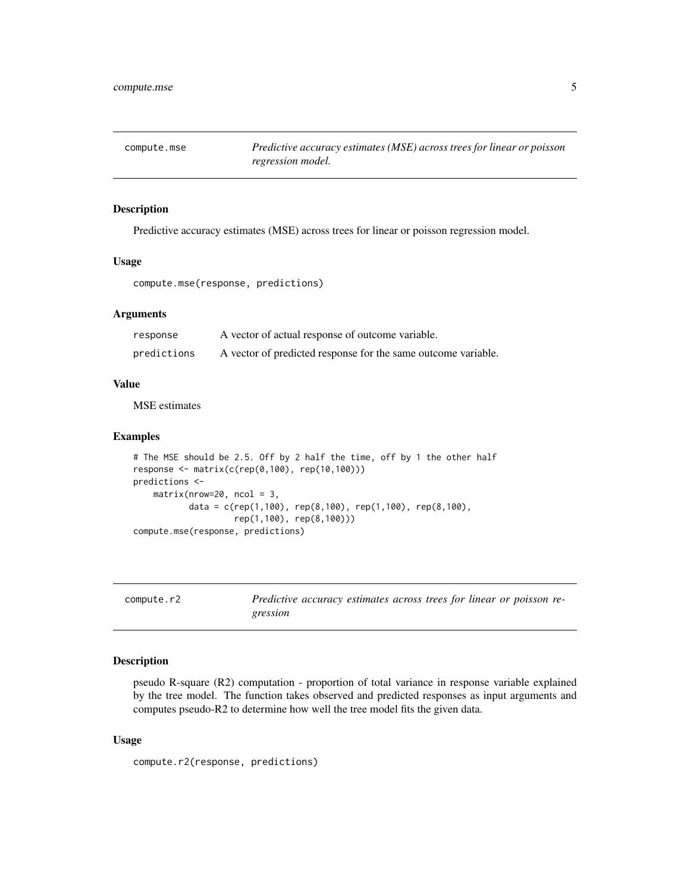## compute.mse

*Predictive accuracy estimates (MSE) across trees for linear or poisson regression model.*

### Description

Predictive accuracy estimates (MSE) across trees for linear or poisson regression model.

### Usage

```
compute.mse(response, predictions)
```

### Arguments

| | |
|---|---|
| response | A vector of actual response of outcome variable. |
| predictions | A vector of predicted response for the same outcome variable. |

### Value

MSE estimates

### Examples

```
# The MSE should be 2.5. Off by 2 half the time, off by 1 the other half
response <- matrix(c(rep(0,100), rep(10,100)))
predictions <-
    matrix(nrow=20, ncol = 3,
           data = c(rep(1,100), rep(8,100), rep(1,100), rep(8,100),
                    rep(1,100), rep(8,100)))
compute.mse(response, predictions)
```

## compute.r2

*Predictive accuracy estimates across trees for linear or poisson regression*

### Description

pseudo R-square (R2) computation - proportion of total variance in response variable explained by the tree model. The function takes observed and predicted responses as input arguments and computes pseudo-R2 to determine how well the tree model fits the given data.

### Usage

```
compute.r2(response, predictions)
```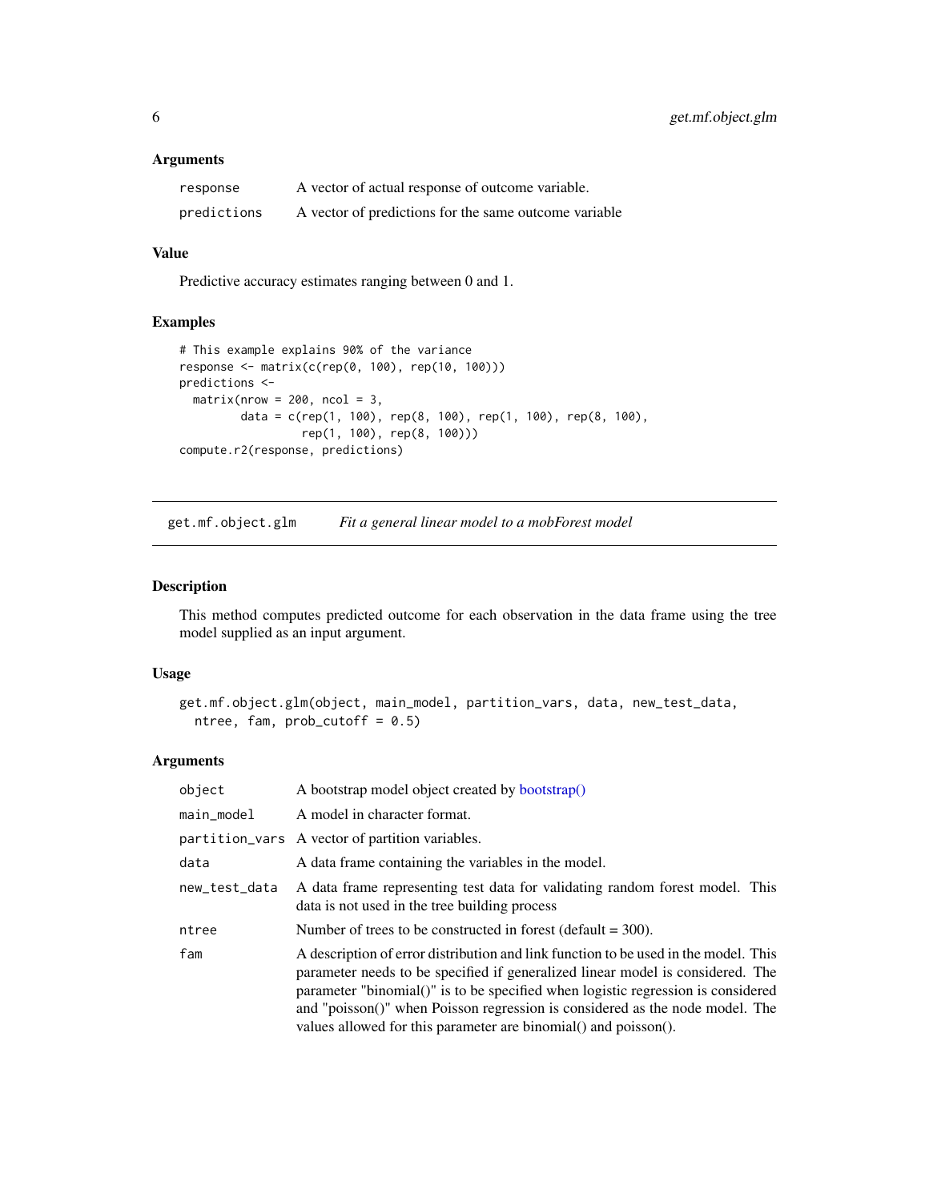### Arguments

| | |
|---|---|
| response | A vector of actual response of outcome variable. |
| predictions | A vector of predictions for the same outcome variable |

### Value

Predictive accuracy estimates ranging between 0 and 1.

### Examples

```
# This example explains 90% of the variance
response <- matrix(c(rep(0, 100), rep(10, 100)))
predictions <-
  matrix(nrow = 200, ncol = 3,
         data = c(rep(1, 100), rep(8, 100), rep(1, 100), rep(8, 100),
                  rep(1, 100), rep(8, 100)))
compute.r2(response, predictions)
```

---

## get.mf.object.glm *Fit a general linear model to a mobForest model*

### Description

This method computes predicted outcome for each observation in the data frame using the tree model supplied as an input argument.

### Usage

```
get.mf.object.glm(object, main_model, partition_vars, data, new_test_data,
  ntree, fam, prob_cutoff = 0.5)
```

### Arguments

| | |
|---|---|
| object | A bootstrap model object created by bootstrap() |
| main_model | A model in character format. |
| partition_vars | A vector of partition variables. |
| data | A data frame containing the variables in the model. |
| new_test_data | A data frame representing test data for validating random forest model. This data is not used in the tree building process |
| ntree | Number of trees to be constructed in forest (default = 300). |
| fam | A description of error distribution and link function to be used in the model. This parameter needs to be specified if generalized linear model is considered. The parameter "binomial()" is to be specified when logistic regression is considered and "poisson()" when Poisson regression is considered as the node model. The values allowed for this parameter are binomial() and poisson(). |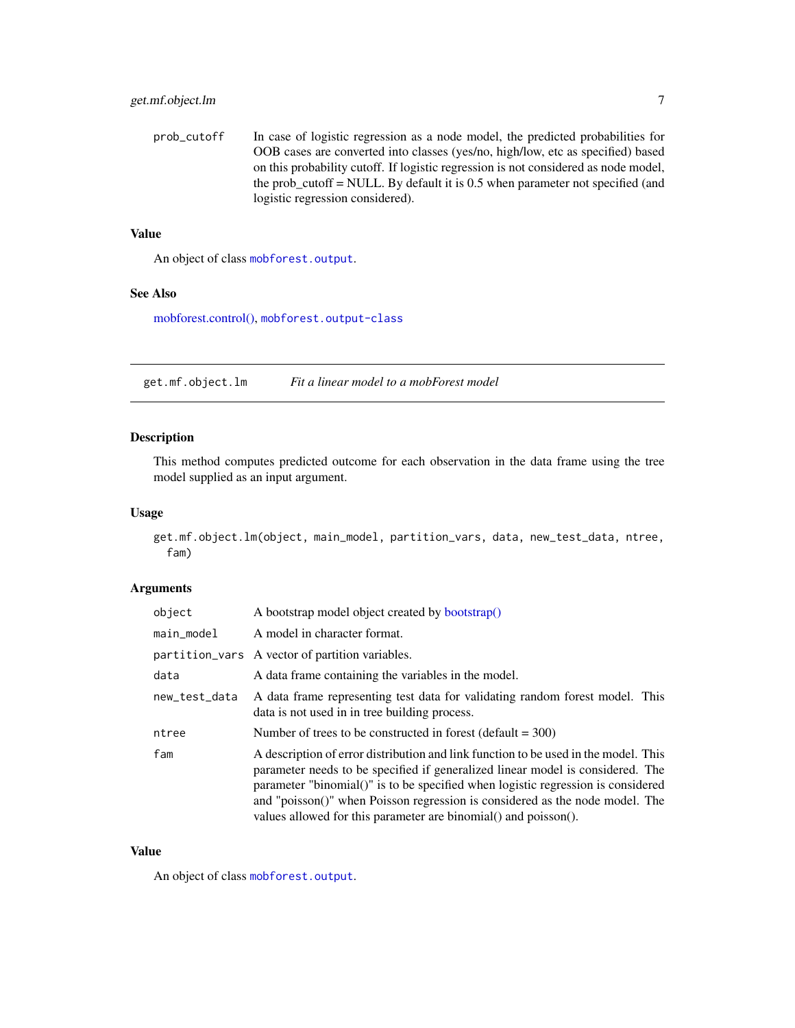| | |
|---|---|
| prob_cutoff | In case of logistic regression as a node model, the predicted probabilities for OOB cases are converted into classes (yes/no, high/low, etc as specified) based on this probability cutoff. If logistic regression is not considered as node model, the prob_cutoff = NULL. By default it is 0.5 when parameter not specified (and logistic regression considered). |

### Value

An object of class `mobforest.output`.

### See Also

mobforest.control(), `mobforest.output-class`

---

## `get.mf.object.lm` *Fit a linear model to a mobForest model*

### Description

This method computes predicted outcome for each observation in the data frame using the tree model supplied as an input argument.

### Usage

```
get.mf.object.lm(object, main_model, partition_vars, data, new_test_data, ntree,
  fam)
```

### Arguments

| | |
|---|---|
| object | A bootstrap model object created by bootstrap() |
| main_model | A model in character format. |
| partition_vars | A vector of partition variables. |
| data | A data frame containing the variables in the model. |
| new_test_data | A data frame representing test data for validating random forest model. This data is not used in in tree building process. |
| ntree | Number of trees to be constructed in forest (default = 300) |
| fam | A description of error distribution and link function to be used in the model. This parameter needs to be specified if generalized linear model is considered. The parameter "binomial()" is to be specified when logistic regression is considered and "poisson()" when Poisson regression is considered as the node model. The values allowed for this parameter are binomial() and poisson(). |

### Value

An object of class `mobforest.output`.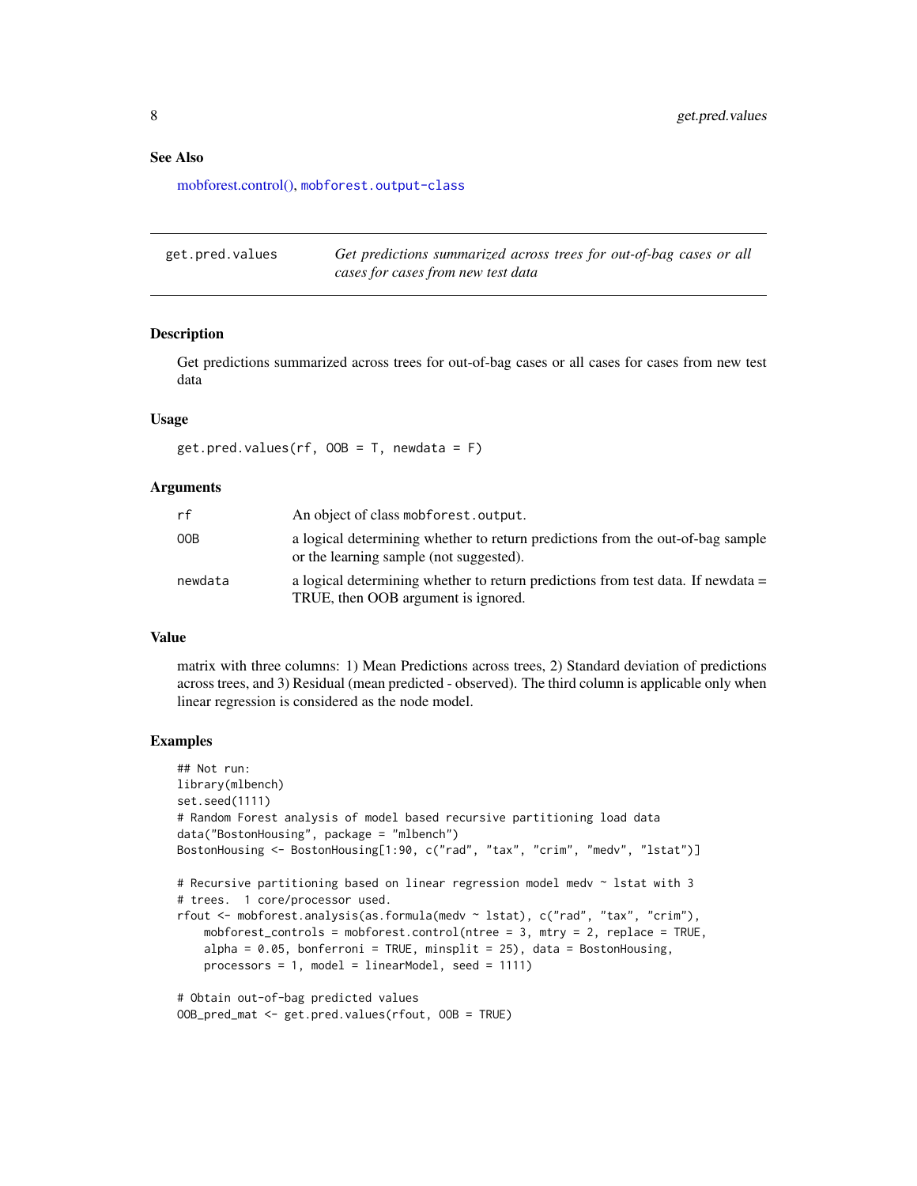### See Also

mobforest.control(), mobforest.output-class

---

## get.pred.values

*Get predictions summarized across trees for out-of-bag cases or all cases for cases from new test data*

---

### Description

Get predictions summarized across trees for out-of-bag cases or all cases for cases from new test data

### Usage

```
get.pred.values(rf, OOB = T, newdata = F)
```

### Arguments

| | |
|---|---|
| rf | An object of class mobforest.output. |
| OOB | a logical determining whether to return predictions from the out-of-bag sample or the learning sample (not suggested). |
| newdata | a logical determining whether to return predictions from test data. If newdata = TRUE, then OOB argument is ignored. |

### Value

matrix with three columns: 1) Mean Predictions across trees, 2) Standard deviation of predictions across trees, and 3) Residual (mean predicted - observed). The third column is applicable only when linear regression is considered as the node model.

### Examples

```
## Not run:
library(mlbench)
set.seed(1111)
# Random Forest analysis of model based recursive partitioning load data
data("BostonHousing", package = "mlbench")
BostonHousing <- BostonHousing[1:90, c("rad", "tax", "crim", "medv", "lstat")]

# Recursive partitioning based on linear regression model medv ~ lstat with 3
# trees.  1 core/processor used.
rfout <- mobforest.analysis(as.formula(medv ~ lstat), c("rad", "tax", "crim"),
    mobforest_controls = mobforest.control(ntree = 3, mtry = 2, replace = TRUE,
    alpha = 0.05, bonferroni = TRUE, minsplit = 25), data = BostonHousing,
    processors = 1, model = linearModel, seed = 1111)

# Obtain out-of-bag predicted values
OOB_pred_mat <- get.pred.values(rfout, OOB = TRUE)
```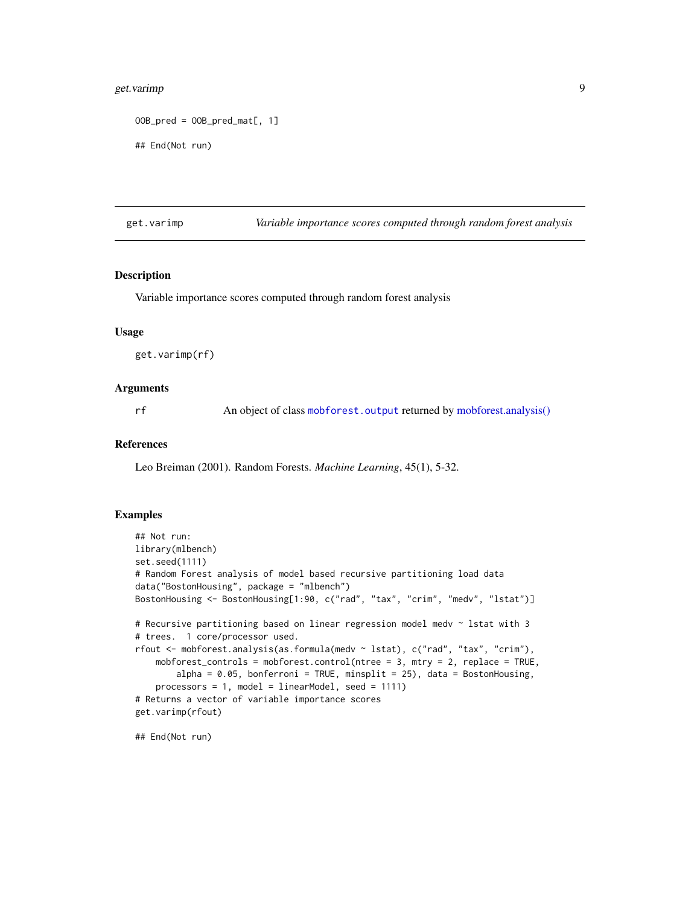```
OOB_pred = OOB_pred_mat[, 1]

## End(Not run)
```

---

get.varimp — *Variable importance scores computed through random forest analysis*

---

### Description

Variable importance scores computed through random forest analysis

### Usage

```
get.varimp(rf)
```

### Arguments

rf — An object of class mobforest.output returned by mobforest.analysis()

### References

Leo Breiman (2001). Random Forests. *Machine Learning*, 45(1), 5-32.

### Examples

```
## Not run:
library(mlbench)
set.seed(1111)
# Random Forest analysis of model based recursive partitioning load data
data("BostonHousing", package = "mlbench")
BostonHousing <- BostonHousing[1:90, c("rad", "tax", "crim", "medv", "lstat")]

# Recursive partitioning based on linear regression model medv ~ lstat with 3
# trees.  1 core/processor used.
rfout <- mobforest.analysis(as.formula(medv ~ lstat), c("rad", "tax", "crim"),
    mobforest_controls = mobforest.control(ntree = 3, mtry = 2, replace = TRUE,
        alpha = 0.05, bonferroni = TRUE, minsplit = 25), data = BostonHousing,
    processors = 1, model = linearModel, seed = 1111)
# Returns a vector of variable importance scores
get.varimp(rfout)

## End(Not run)
```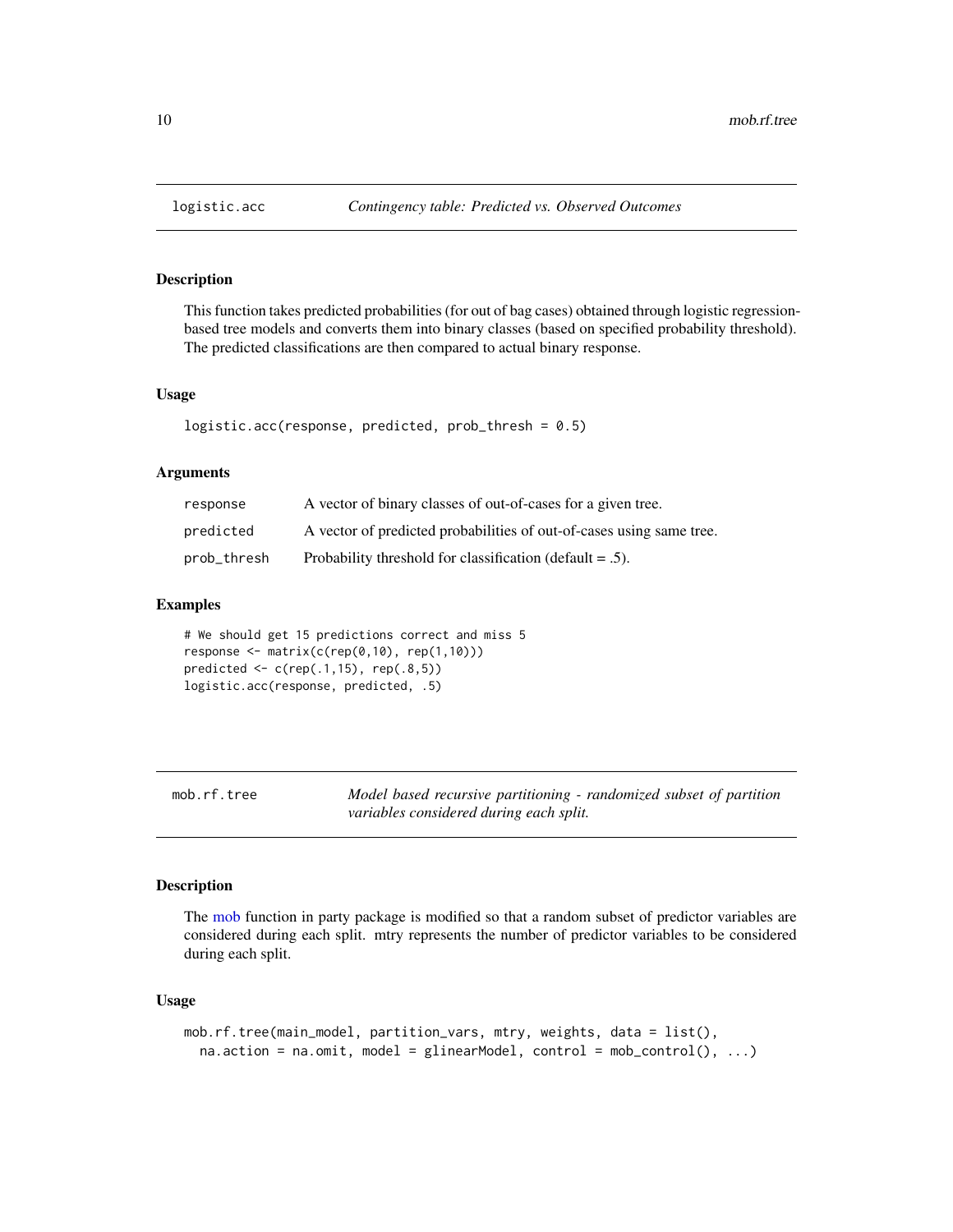## logistic.acc — *Contingency table: Predicted vs. Observed Outcomes*

### Description

This function takes predicted probabilities (for out of bag cases) obtained through logistic regression-based tree models and converts them into binary classes (based on specified probability threshold). The predicted classifications are then compared to actual binary response.

### Usage

```
logistic.acc(response, predicted, prob_thresh = 0.5)
```

### Arguments

| | |
|---|---|
| response | A vector of binary classes of out-of-cases for a given tree. |
| predicted | A vector of predicted probabilities of out-of-cases using same tree. |
| prob_thresh | Probability threshold for classification (default = .5). |

### Examples

```
# We should get 15 predictions correct and miss 5
response <- matrix(c(rep(0,10), rep(1,10)))
predicted <- c(rep(.1,15), rep(.8,5))
logistic.acc(response, predicted, .5)
```

## mob.rf.tree — *Model based recursive partitioning - randomized subset of partition variables considered during each split.*

### Description

The mob function in party package is modified so that a random subset of predictor variables are considered during each split. mtry represents the number of predictor variables to be considered during each split.

### Usage

```
mob.rf.tree(main_model, partition_vars, mtry, weights, data = list(),
  na.action = na.omit, model = glinearModel, control = mob_control(), ...)
```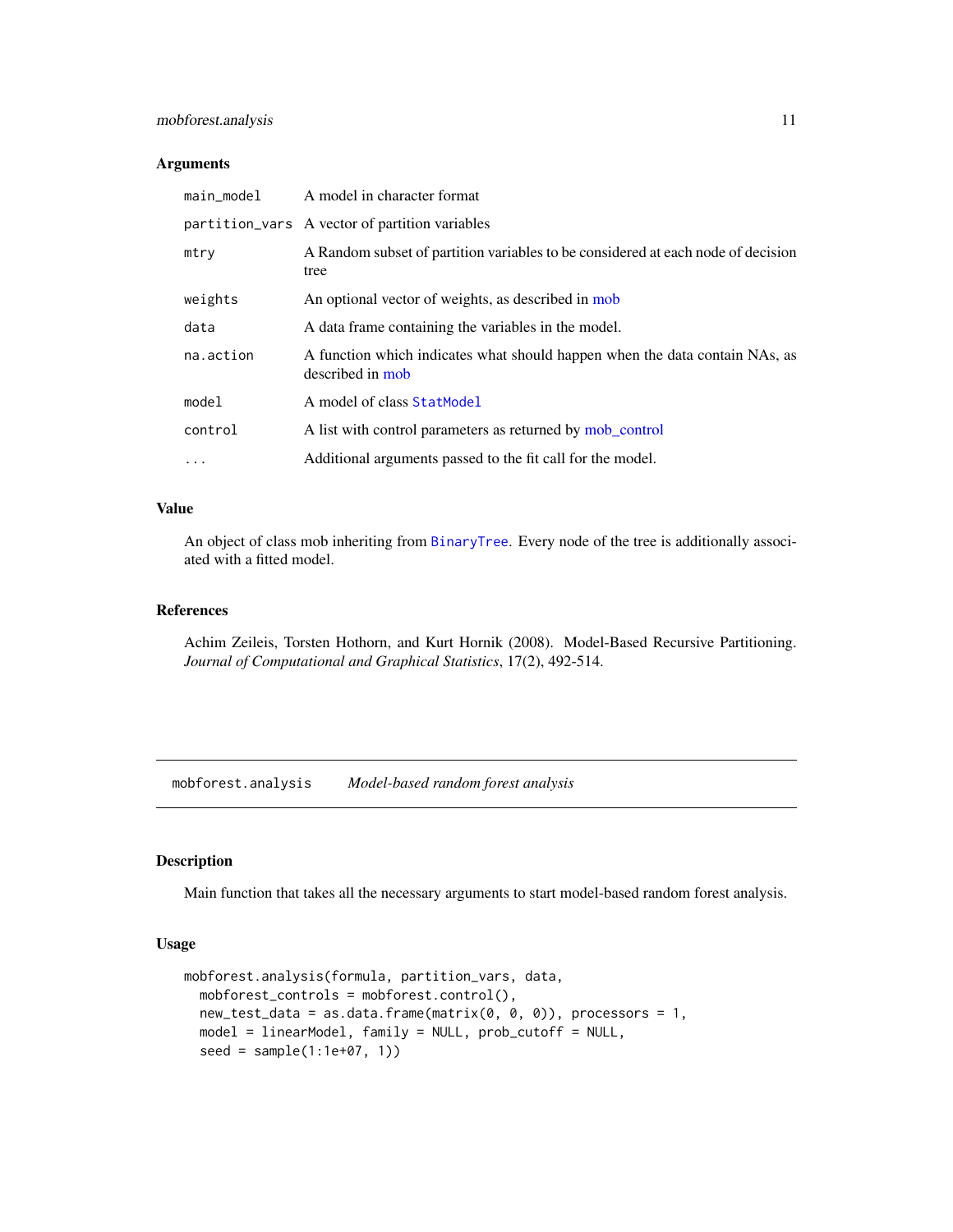### Arguments

| | |
|---|---|
| `main_model` | A model in character format |
| `partition_vars` | A vector of partition variables |
| `mtry` | A Random subset of partition variables to be considered at each node of decision tree |
| `weights` | An optional vector of weights, as described in mob |
| `data` | A data frame containing the variables in the model. |
| `na.action` | A function which indicates what should happen when the data contain NAs, as described in mob |
| `model` | A model of class `StatModel` |
| `control` | A list with control parameters as returned by mob_control |
| `...` | Additional arguments passed to the fit call for the model. |

### Value

An object of class mob inheriting from `BinaryTree`. Every node of the tree is additionally associated with a fitted model.

### References

Achim Zeileis, Torsten Hothorn, and Kurt Hornik (2008). Model-Based Recursive Partitioning. *Journal of Computational and Graphical Statistics*, 17(2), 492-514.

---

## `mobforest.analysis` *Model-based random forest analysis*

---

### Description

Main function that takes all the necessary arguments to start model-based random forest analysis.

### Usage

```
mobforest.analysis(formula, partition_vars, data,
  mobforest_controls = mobforest.control(),
  new_test_data = as.data.frame(matrix(0, 0, 0)), processors = 1,
  model = linearModel, family = NULL, prob_cutoff = NULL,
  seed = sample(1:1e+07, 1))
```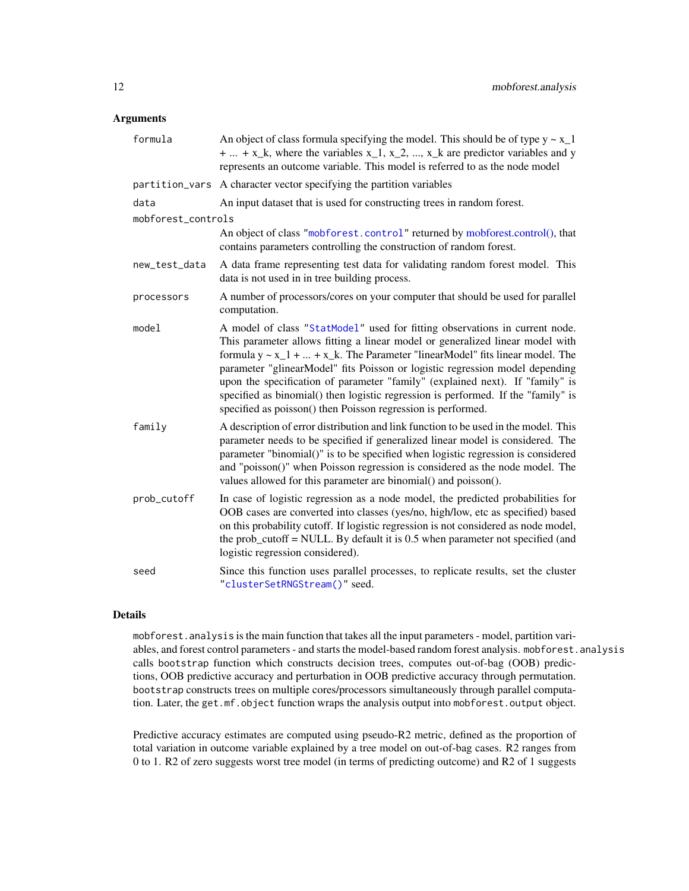### Arguments

| | |
|---|---|
| `formula` | An object of class formula specifying the model. This should be of type y ~ $x_1$ + ... + $x_k$, where the variables $x_1$, $x_2$, ..., $x_k$ are predictor variables and y represents an outcome variable. This model is referred to as the node model |
| `partition_vars` | A character vector specifying the partition variables |
| `data` | An input dataset that is used for constructing trees in random forest. |
| `mobforest_controls` | An object of class "`mobforest.control`" returned by mobforest.control(), that contains parameters controlling the construction of random forest. |
| `new_test_data` | A data frame representing test data for validating random forest model. This data is not used in in tree building process. |
| `processors` | A number of processors/cores on your computer that should be used for parallel computation. |
| `model` | A model of class "`StatModel`" used for fitting observations in current node. This parameter allows fitting a linear model or generalized linear model with formula y ~ $x_1$ + ... + $x_k$. The Parameter "linearModel" fits linear model. The parameter "glinearModel" fits Poisson or logistic regression model depending upon the specification of parameter "family" (explained next). If "family" is specified as binomial() then logistic regression is performed. If the "family" is specified as poisson() then Poisson regression is performed. |
| `family` | A description of error distribution and link function to be used in the model. This parameter needs to be specified if generalized linear model is considered. The parameter "binomial()" is to be specified when logistic regression is considered and "poisson()" when Poisson regression is considered as the node model. The values allowed for this parameter are binomial() and poisson(). |
| `prob_cutoff` | In case of logistic regression as a node model, the predicted probabilities for OOB cases are converted into classes (yes/no, high/low, etc as specified) based on this probability cutoff. If logistic regression is not considered as node model, the prob_cutoff = NULL. By default it is 0.5 when parameter not specified (and logistic regression considered). |
| `seed` | Since this function uses parallel processes, to replicate results, set the cluster "`clusterSetRNGStream()`" seed. |

### Details

`mobforest.analysis` is the main function that takes all the input parameters - model, partition variables, and forest control parameters - and starts the model-based random forest analysis. `mobforest.analysis` calls `bootstrap` function which constructs decision trees, computes out-of-bag (OOB) predictions, OOB predictive accuracy and perturbation in OOB predictive accuracy through permutation. `bootstrap` constructs trees on multiple cores/processors simultaneously through parallel computation. Later, the `get.mf.object` function wraps the analysis output into `mobforest.output` object.

Predictive accuracy estimates are computed using pseudo-R2 metric, defined as the proportion of total variation in outcome variable explained by a tree model on out-of-bag cases. R2 ranges from 0 to 1. R2 of zero suggests worst tree model (in terms of predicting outcome) and R2 of 1 suggests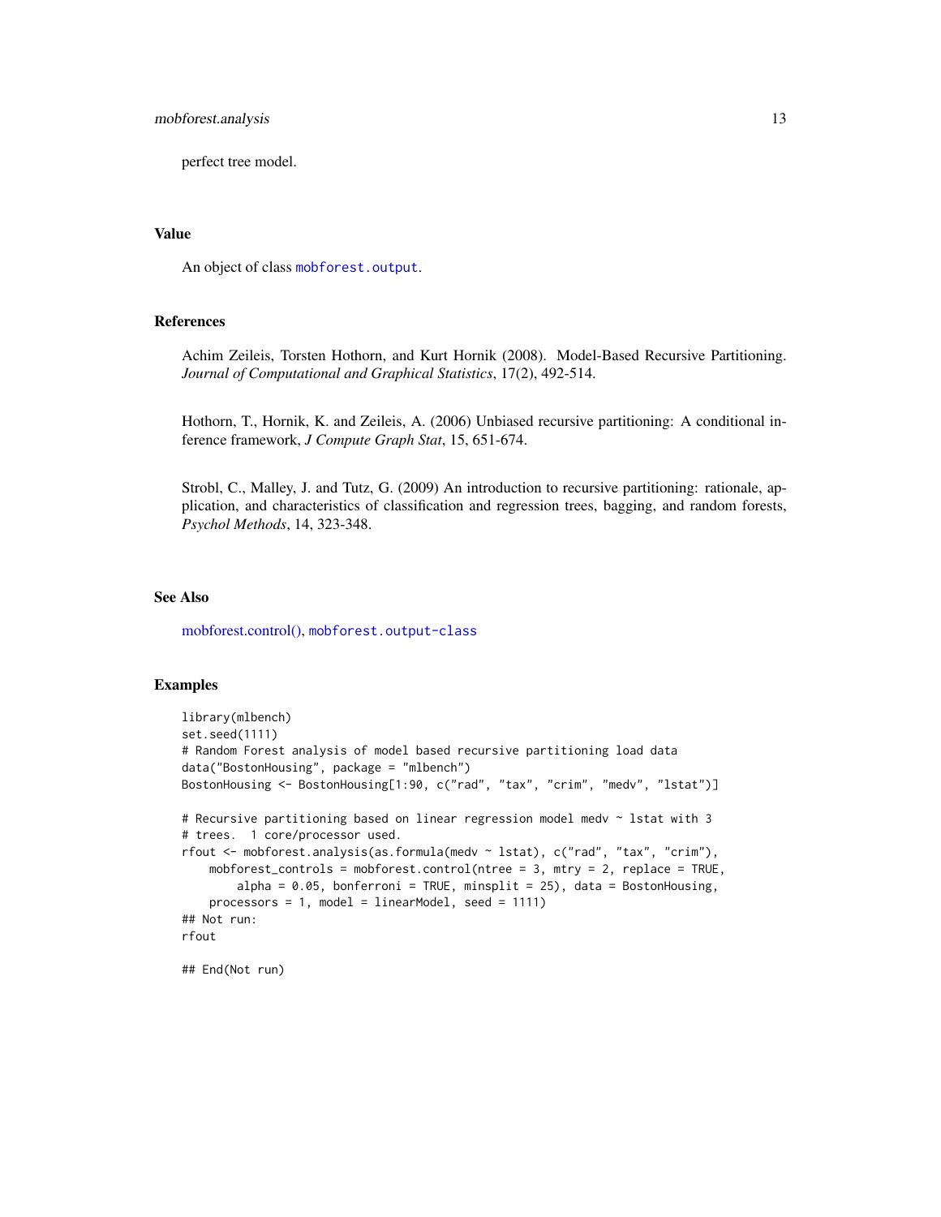perfect tree model.

### Value

An object of class mobforest.output.

### References

Achim Zeileis, Torsten Hothorn, and Kurt Hornik (2008). Model-Based Recursive Partitioning. *Journal of Computational and Graphical Statistics*, 17(2), 492-514.

Hothorn, T., Hornik, K. and Zeileis, A. (2006) Unbiased recursive partitioning: A conditional inference framework, *J Compute Graph Stat*, 15, 651-674.

Strobl, C., Malley, J. and Tutz, G. (2009) An introduction to recursive partitioning: rationale, application, and characteristics of classification and regression trees, bagging, and random forests, *Psychol Methods*, 14, 323-348.

### See Also

mobforest.control(), mobforest.output-class

### Examples

```
library(mlbench)
set.seed(1111)
# Random Forest analysis of model based recursive partitioning load data
data("BostonHousing", package = "mlbench")
BostonHousing <- BostonHousing[1:90, c("rad", "tax", "crim", "medv", "lstat")]

# Recursive partitioning based on linear regression model medv ~ lstat with 3
# trees.  1 core/processor used.
rfout <- mobforest.analysis(as.formula(medv ~ lstat), c("rad", "tax", "crim"),
    mobforest_controls = mobforest.control(ntree = 3, mtry = 2, replace = TRUE,
        alpha = 0.05, bonferroni = TRUE, minsplit = 25), data = BostonHousing,
    processors = 1, model = linearModel, seed = 1111)
## Not run:
rfout

## End(Not run)
```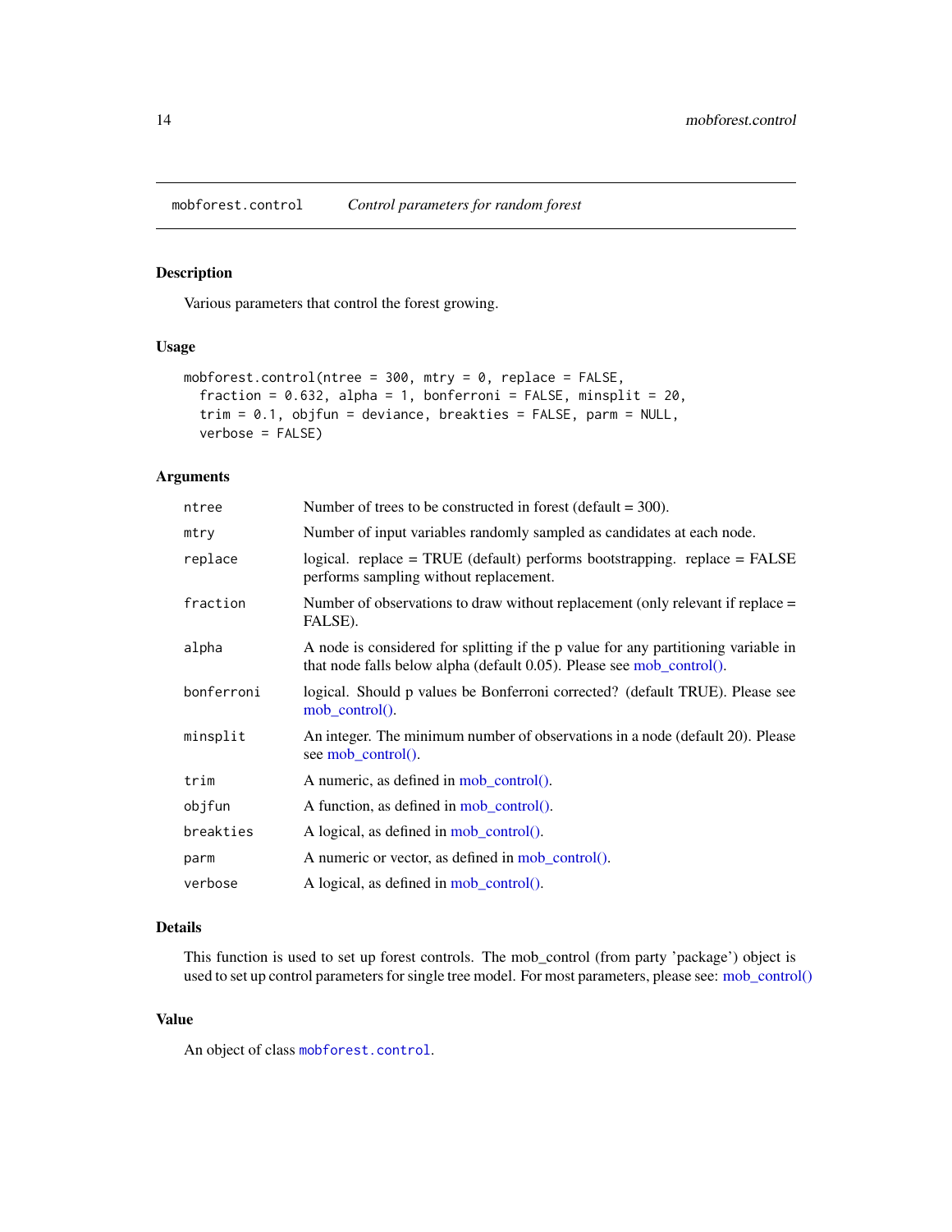mobforest.control *Control parameters for random forest*

## Description

Various parameters that control the forest growing.

## Usage

```
mobforest.control(ntree = 300, mtry = 0, replace = FALSE,
  fraction = 0.632, alpha = 1, bonferroni = FALSE, minsplit = 20,
  trim = 0.1, objfun = deviance, breakties = FALSE, parm = NULL,
  verbose = FALSE)
```

## Arguments

| | |
|---|---|
| `ntree` | Number of trees to be constructed in forest (default = 300). |
| `mtry` | Number of input variables randomly sampled as candidates at each node. |
| `replace` | logical. replace = TRUE (default) performs bootstrapping. replace = FALSE performs sampling without replacement. |
| `fraction` | Number of observations to draw without replacement (only relevant if replace = FALSE). |
| `alpha` | A node is considered for splitting if the p value for any partitioning variable in that node falls below alpha (default 0.05). Please see mob_control(). |
| `bonferroni` | logical. Should p values be Bonferroni corrected? (default TRUE). Please see mob_control(). |
| `minsplit` | An integer. The minimum number of observations in a node (default 20). Please see mob_control(). |
| `trim` | A numeric, as defined in mob_control(). |
| `objfun` | A function, as defined in mob_control(). |
| `breakties` | A logical, as defined in mob_control(). |
| `parm` | A numeric or vector, as defined in mob_control(). |
| `verbose` | A logical, as defined in mob_control(). |

## Details

This function is used to set up forest controls. The mob_control (from party 'package') object is used to set up control parameters for single tree model. For most parameters, please see: mob_control()

## Value

An object of class `mobforest.control`.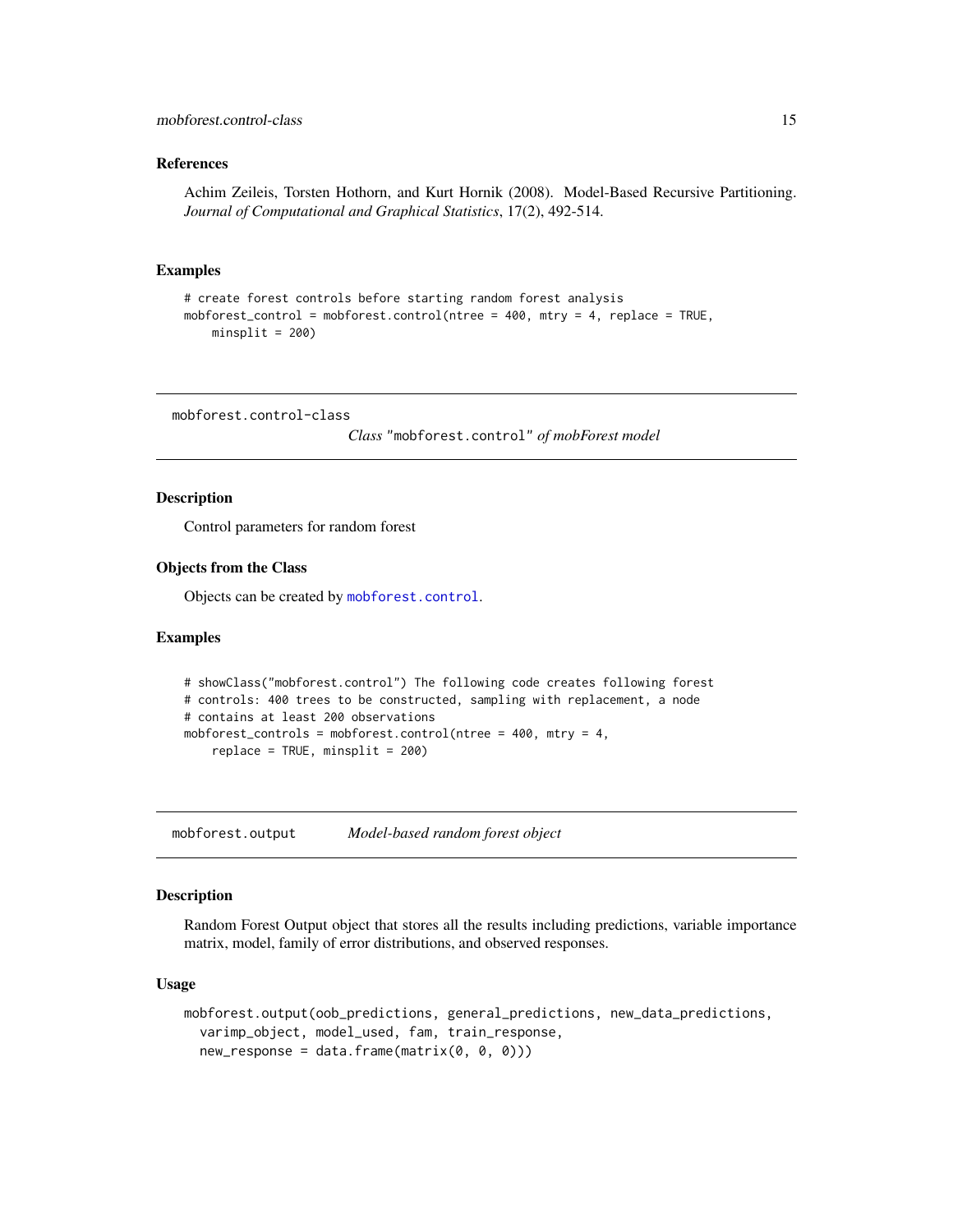### References

Achim Zeileis, Torsten Hothorn, and Kurt Hornik (2008). Model-Based Recursive Partitioning. *Journal of Computational and Graphical Statistics*, 17(2), 492-514.

### Examples

```
# create forest controls before starting random forest analysis
mobforest_control = mobforest.control(ntree = 400, mtry = 4, replace = TRUE,
    minsplit = 200)
```

---

## mobforest.control-class — *Class* "mobforest.control" *of mobForest model*

### Description

Control parameters for random forest

### Objects from the Class

Objects can be created by `mobforest.control`.

### Examples

```
# showClass("mobforest.control") The following code creates following forest
# controls: 400 trees to be constructed, sampling with replacement, a node
# contains at least 200 observations
mobforest_controls = mobforest.control(ntree = 400, mtry = 4,
    replace = TRUE, minsplit = 200)
```

---

## mobforest.output — *Model-based random forest object*

### Description

Random Forest Output object that stores all the results including predictions, variable importance matrix, model, family of error distributions, and observed responses.

### Usage

```
mobforest.output(oob_predictions, general_predictions, new_data_predictions,
  varimp_object, model_used, fam, train_response,
  new_response = data.frame(matrix(0, 0, 0)))
```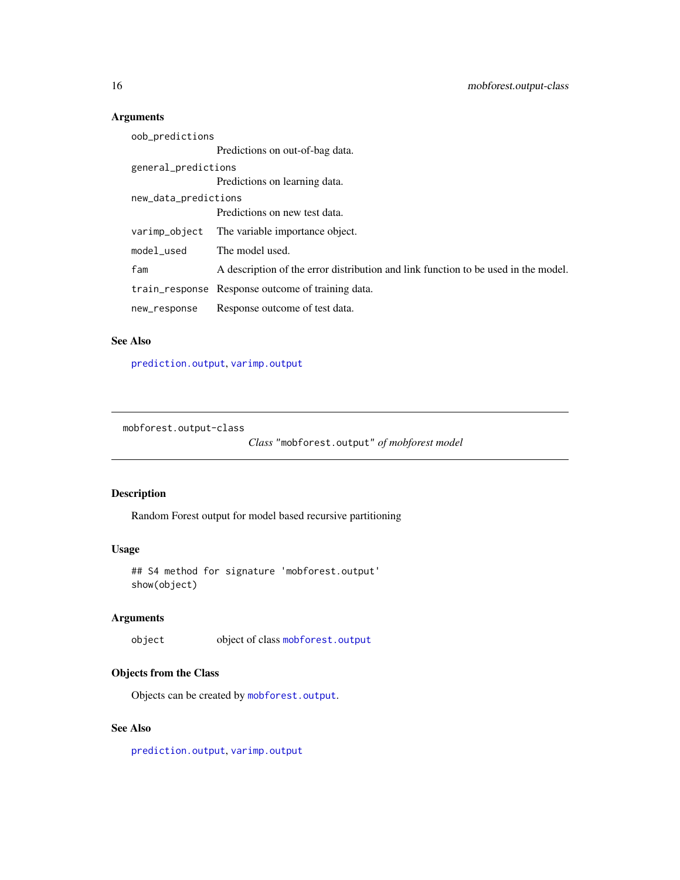### Arguments

| | |
|---|---|
| `oob_predictions` | Predictions on out-of-bag data. |
| `general_predictions` | Predictions on learning data. |
| `new_data_predictions` | Predictions on new test data. |
| `varimp_object` | The variable importance object. |
| `model_used` | The model used. |
| `fam` | A description of the error distribution and link function to be used in the model. |
| `train_response` | Response outcome of training data. |
| `new_response` | Response outcome of test data. |

### See Also

`prediction.output`, `varimp.output`

---

## mobforest.output-class — *Class* "`mobforest.output`" *of mobforest model*

---

### Description

Random Forest output for model based recursive partitioning

### Usage

```
## S4 method for signature 'mobforest.output'
show(object)
```

### Arguments

| | |
|---|---|
| `object` | object of class `mobforest.output` |

### Objects from the Class

Objects can be created by `mobforest.output`.

### See Also

`prediction.output`, `varimp.output`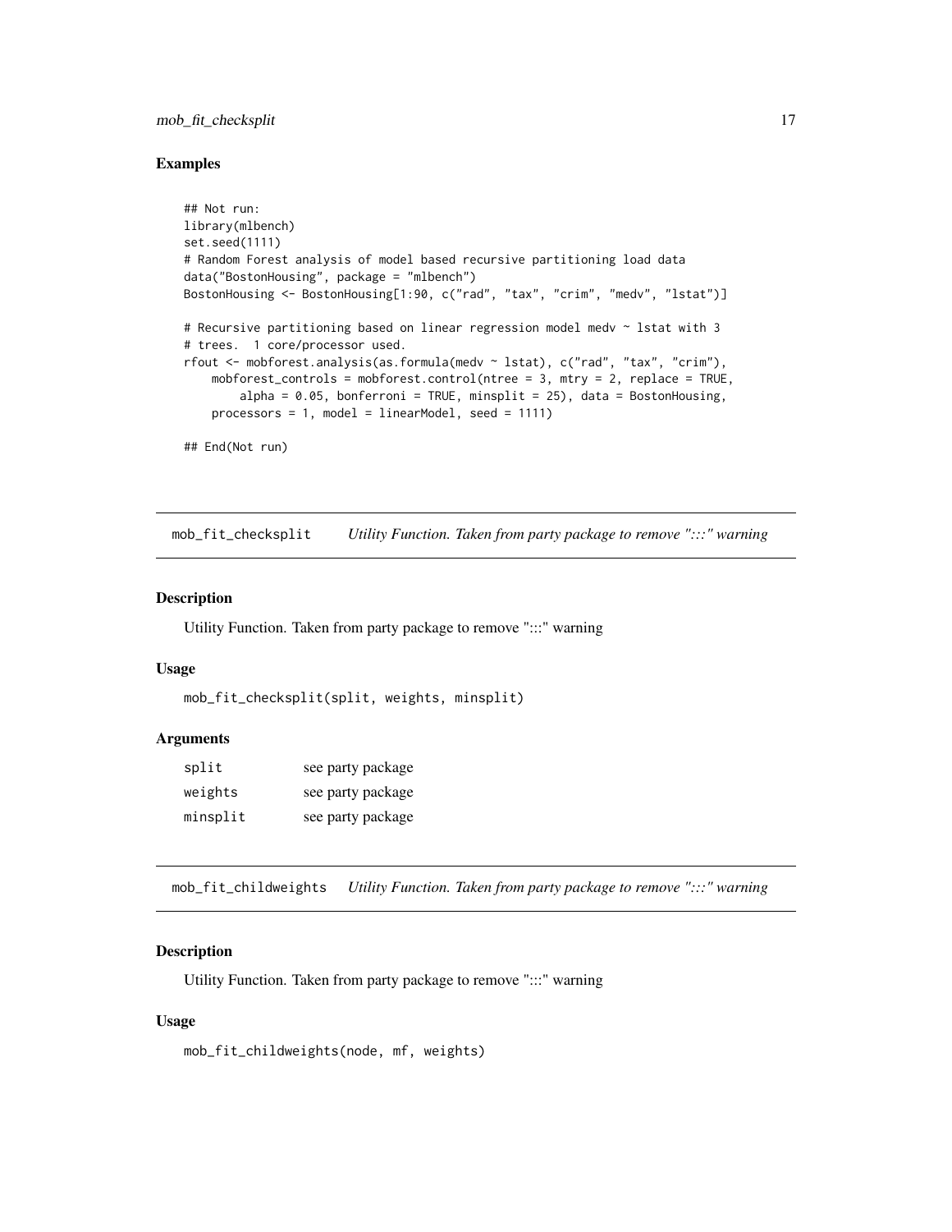### Examples

```
## Not run:
library(mlbench)
set.seed(1111)
# Random Forest analysis of model based recursive partitioning load data
data("BostonHousing", package = "mlbench")
BostonHousing <- BostonHousing[1:90, c("rad", "tax", "crim", "medv", "lstat")]

# Recursive partitioning based on linear regression model medv ~ lstat with 3
# trees.  1 core/processor used.
rfout <- mobforest.analysis(as.formula(medv ~ lstat), c("rad", "tax", "crim"),
    mobforest_controls = mobforest.control(ntree = 3, mtry = 2, replace = TRUE,
        alpha = 0.05, bonferroni = TRUE, minsplit = 25), data = BostonHousing,
    processors = 1, model = linearModel, seed = 1111)

## End(Not run)
```

---

## mob_fit_checksplit    *Utility Function. Taken from party package to remove ":::" warning*

### Description

Utility Function. Taken from party package to remove ":::" warning

### Usage

```
mob_fit_checksplit(split, weights, minsplit)
```

### Arguments

| | |
|---|---|
| split | see party package |
| weights | see party package |
| minsplit | see party package |

---

## mob_fit_childweights    *Utility Function. Taken from party package to remove ":::" warning*

### Description

Utility Function. Taken from party package to remove ":::" warning

### Usage

```
mob_fit_childweights(node, mf, weights)
```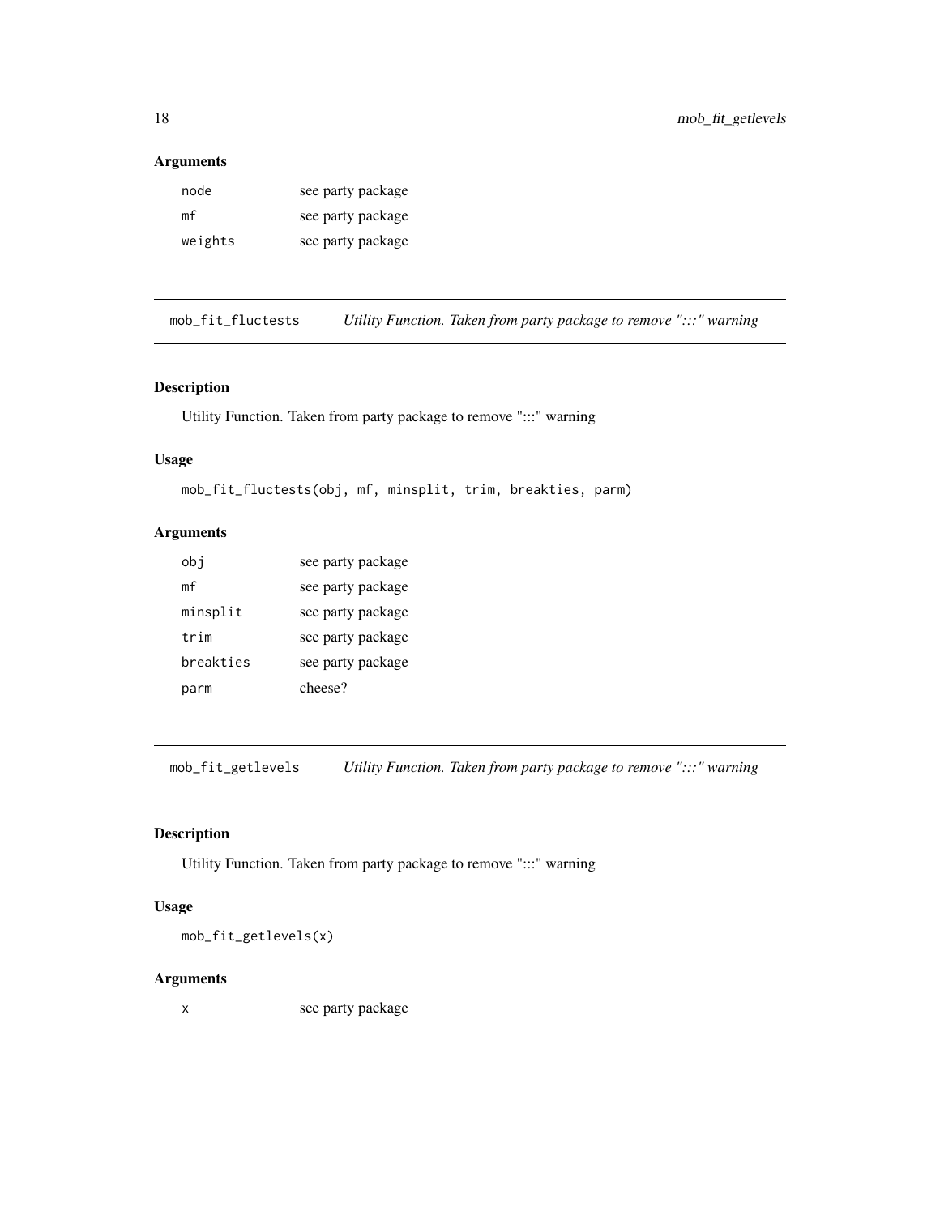## Arguments

| | |
|---|---|
| node | see party package |
| mf | see party package |
| weights | see party package |

---

## mob_fit_fluctests — *Utility Function. Taken from party package to remove ":::" warning*

### Description

Utility Function. Taken from party package to remove ":::" warning

### Usage

```
mob_fit_fluctests(obj, mf, minsplit, trim, breakties, parm)
```

### Arguments

| | |
|---|---|
| obj | see party package |
| mf | see party package |
| minsplit | see party package |
| trim | see party package |
| breakties | see party package |
| parm | cheese? |

---

## mob_fit_getlevels — *Utility Function. Taken from party package to remove ":::" warning*

### Description

Utility Function. Taken from party package to remove ":::" warning

### Usage

```
mob_fit_getlevels(x)
```

### Arguments

| | |
|---|---|
| x | see party package |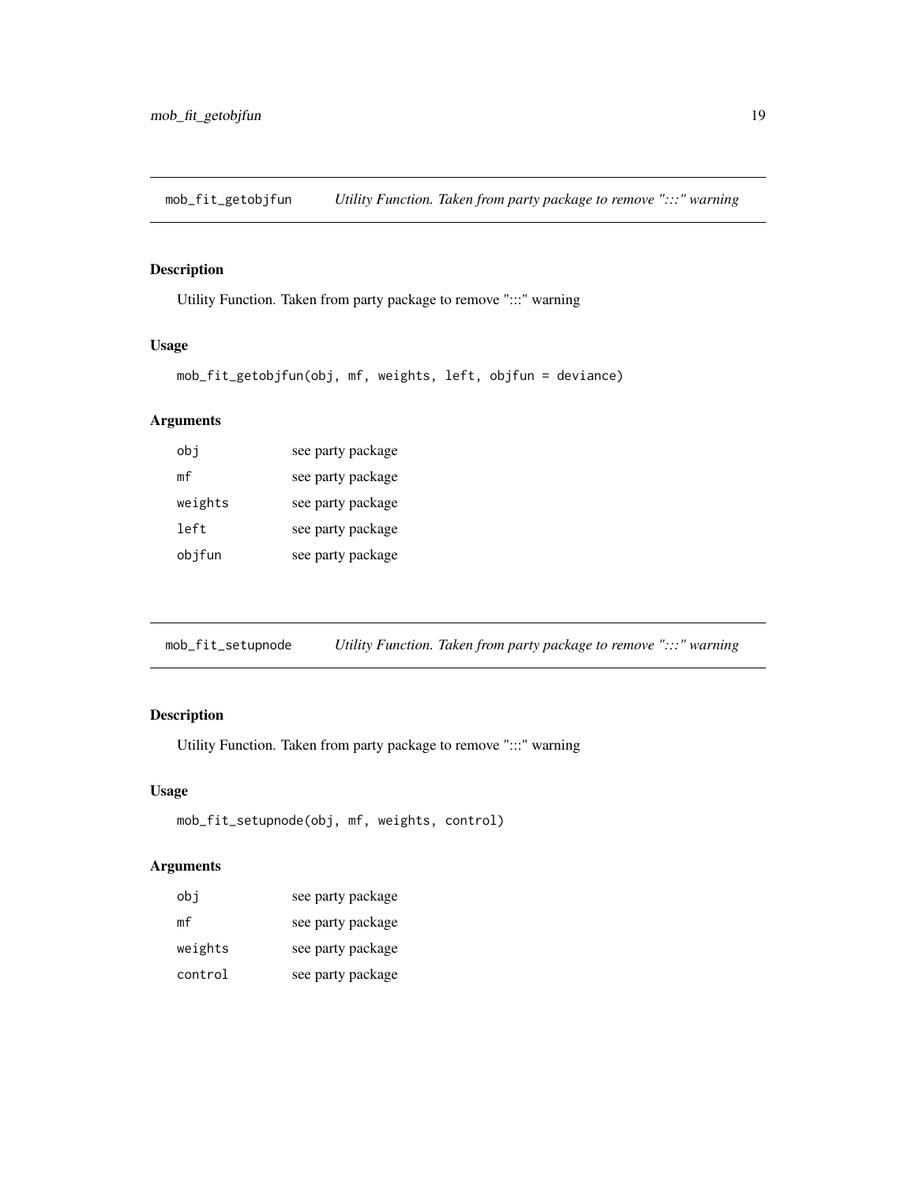## mob_fit_getobjfun — *Utility Function. Taken from party package to remove ":::" warning*

### Description

Utility Function. Taken from party package to remove ":::" warning

### Usage

```
mob_fit_getobjfun(obj, mf, weights, left, objfun = deviance)
```

### Arguments

| | |
|---|---|
| `obj` | see party package |
| `mf` | see party package |
| `weights` | see party package |
| `left` | see party package |
| `objfun` | see party package |

## mob_fit_setupnode — *Utility Function. Taken from party package to remove ":::" warning*

### Description

Utility Function. Taken from party package to remove ":::" warning

### Usage

```
mob_fit_setupnode(obj, mf, weights, control)
```

### Arguments

| | |
|---|---|
| `obj` | see party package |
| `mf` | see party package |
| `weights` | see party package |
| `control` | see party package |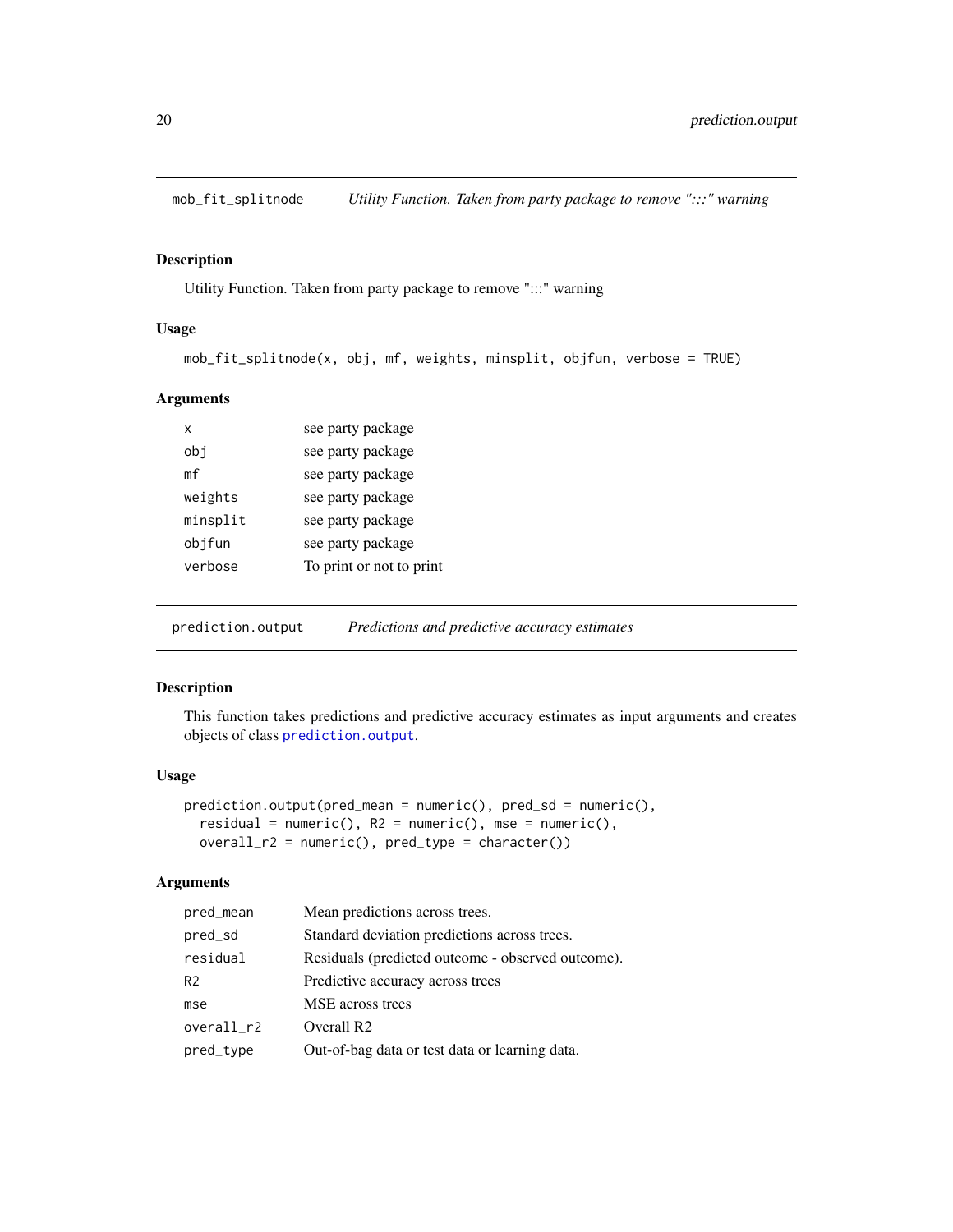## mob_fit_splitnode — *Utility Function. Taken from party package to remove ":::" warning*

### Description

Utility Function. Taken from party package to remove ":::" warning

### Usage

```
mob_fit_splitnode(x, obj, mf, weights, minsplit, objfun, verbose = TRUE)
```

### Arguments

| | |
|---|---|
| x | see party package |
| obj | see party package |
| mf | see party package |
| weights | see party package |
| minsplit | see party package |
| objfun | see party package |
| verbose | To print or not to print |

## prediction.output — *Predictions and predictive accuracy estimates*

### Description

This function takes predictions and predictive accuracy estimates as input arguments and creates objects of class prediction.output.

### Usage

```
prediction.output(pred_mean = numeric(), pred_sd = numeric(),
  residual = numeric(), R2 = numeric(), mse = numeric(),
  overall_r2 = numeric(), pred_type = character())
```

### Arguments

| | |
|---|---|
| pred_mean | Mean predictions across trees. |
| pred_sd | Standard deviation predictions across trees. |
| residual | Residuals (predicted outcome - observed outcome). |
| R2 | Predictive accuracy across trees |
| mse | MSE across trees |
| overall_r2 | Overall R2 |
| pred_type | Out-of-bag data or test data or learning data. |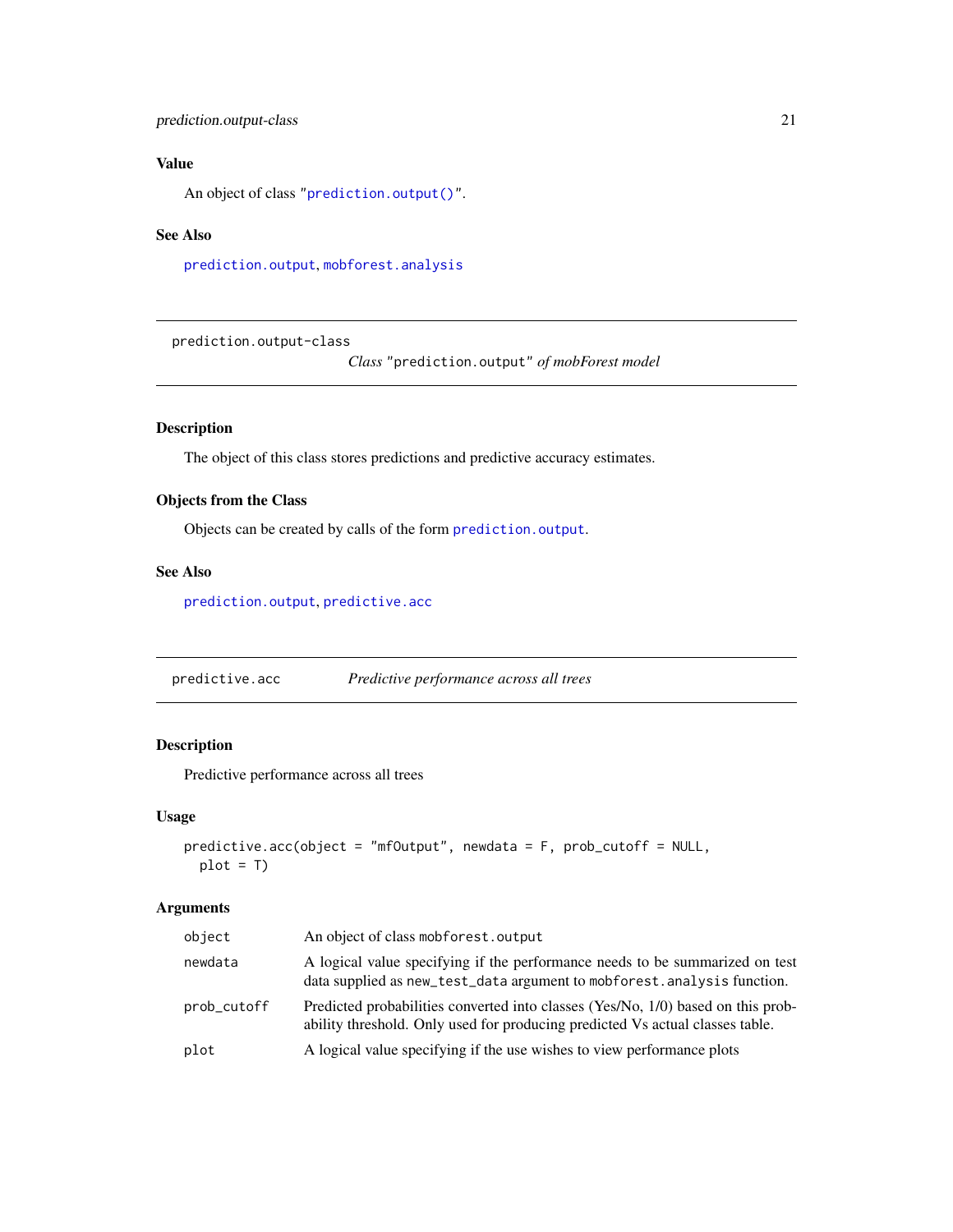### Value

An object of class "`prediction.output()`".

### See Also

`prediction.output`, `mobforest.analysis`

---

`prediction.output-class` *Class* "`prediction.output`" *of mobForest model*

---

### Description

The object of this class stores predictions and predictive accuracy estimates.

### Objects from the Class

Objects can be created by calls of the form `prediction.output`.

### See Also

`prediction.output`, `predictive.acc`

---

`predictive.acc` *Predictive performance across all trees*

---

### Description

Predictive performance across all trees

### Usage

```
predictive.acc(object = "mfOutput", newdata = F, prob_cutoff = NULL,
  plot = T)
```

### Arguments

| | |
|---|---|
| `object` | An object of class `mobforest.output` |
| `newdata` | A logical value specifying if the performance needs to be summarized on test data supplied as `new_test_data` argument to `mobforest.analysis` function. |
| `prob_cutoff` | Predicted probabilities converted into classes (Yes/No, 1/0) based on this probability threshold. Only used for producing predicted Vs actual classes table. |
| `plot` | A logical value specifying if the use wishes to view performance plots |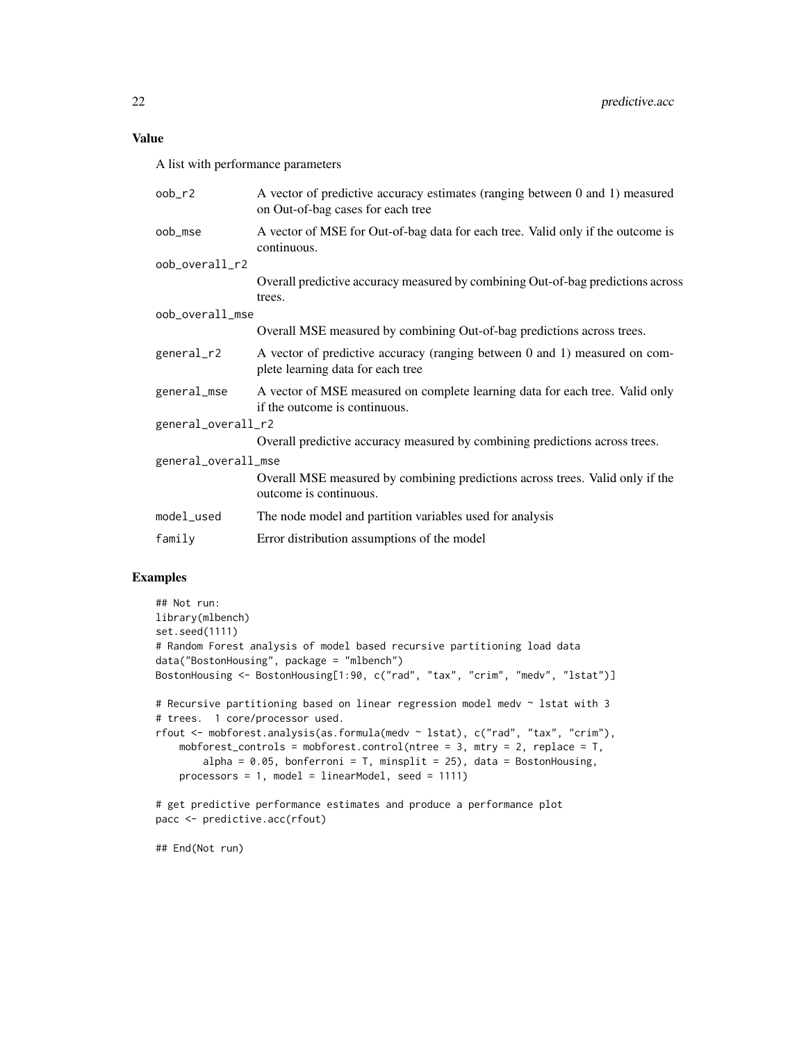## Value

A list with performance parameters

| | |
|---|---|
| oob_r2 | A vector of predictive accuracy estimates (ranging between 0 and 1) measured on Out-of-bag cases for each tree |
| oob_mse | A vector of MSE for Out-of-bag data for each tree. Valid only if the outcome is continuous. |
| oob_overall_r2 | Overall predictive accuracy measured by combining Out-of-bag predictions across trees. |
| oob_overall_mse | Overall MSE measured by combining Out-of-bag predictions across trees. |
| general_r2 | A vector of predictive accuracy (ranging between 0 and 1) measured on complete learning data for each tree |
| general_mse | A vector of MSE measured on complete learning data for each tree. Valid only if the outcome is continuous. |
| general_overall_r2 | Overall predictive accuracy measured by combining predictions across trees. |
| general_overall_mse | Overall MSE measured by combining predictions across trees. Valid only if the outcome is continuous. |
| model_used | The node model and partition variables used for analysis |
| family | Error distribution assumptions of the model |

## Examples

```
## Not run:
library(mlbench)
set.seed(1111)
# Random Forest analysis of model based recursive partitioning load data
data("BostonHousing", package = "mlbench")
BostonHousing <- BostonHousing[1:90, c("rad", "tax", "crim", "medv", "lstat")]

# Recursive partitioning based on linear regression model medv ~ lstat with 3
# trees.  1 core/processor used.
rfout <- mobforest.analysis(as.formula(medv ~ lstat), c("rad", "tax", "crim"),
    mobforest_controls = mobforest.control(ntree = 3, mtry = 2, replace = T,
        alpha = 0.05, bonferroni = T, minsplit = 25), data = BostonHousing,
    processors = 1, model = linearModel, seed = 1111)

# get predictive performance estimates and produce a performance plot
pacc <- predictive.acc(rfout)

## End(Not run)
```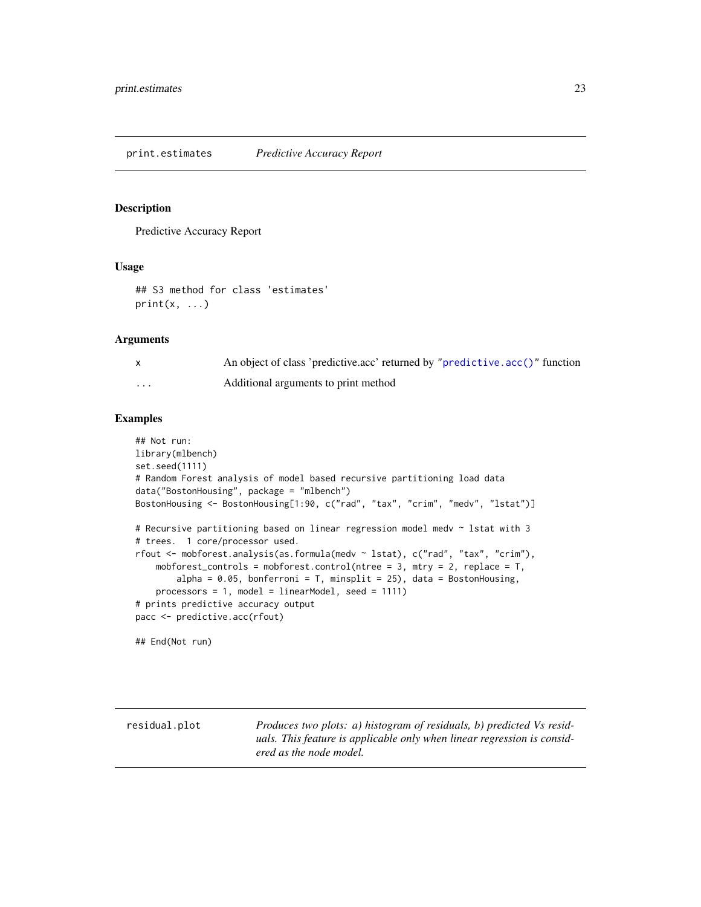## print.estimates — *Predictive Accuracy Report*

### Description

Predictive Accuracy Report

### Usage

```
## S3 method for class 'estimates'
print(x, ...)
```

### Arguments

| | |
|---|---|
| x | An object of class 'predictive.acc' returned by "predictive.acc()" function |
| ... | Additional arguments to print method |

### Examples

```
## Not run:
library(mlbench)
set.seed(1111)
# Random Forest analysis of model based recursive partitioning load data
data("BostonHousing", package = "mlbench")
BostonHousing <- BostonHousing[1:90, c("rad", "tax", "crim", "medv", "lstat")]

# Recursive partitioning based on linear regression model medv ~ lstat with 3
# trees.  1 core/processor used.
rfout <- mobforest.analysis(as.formula(medv ~ lstat), c("rad", "tax", "crim"),
    mobforest_controls = mobforest.control(ntree = 3, mtry = 2, replace = T,
        alpha = 0.05, bonferroni = T, minsplit = 25), data = BostonHousing,
    processors = 1, model = linearModel, seed = 1111)
# prints predictive accuracy output
pacc <- predictive.acc(rfout)

## End(Not run)
```

## residual.plot — *Produces two plots: a) histogram of residuals, b) predicted Vs residuals. This feature is applicable only when linear regression is considered as the node model.*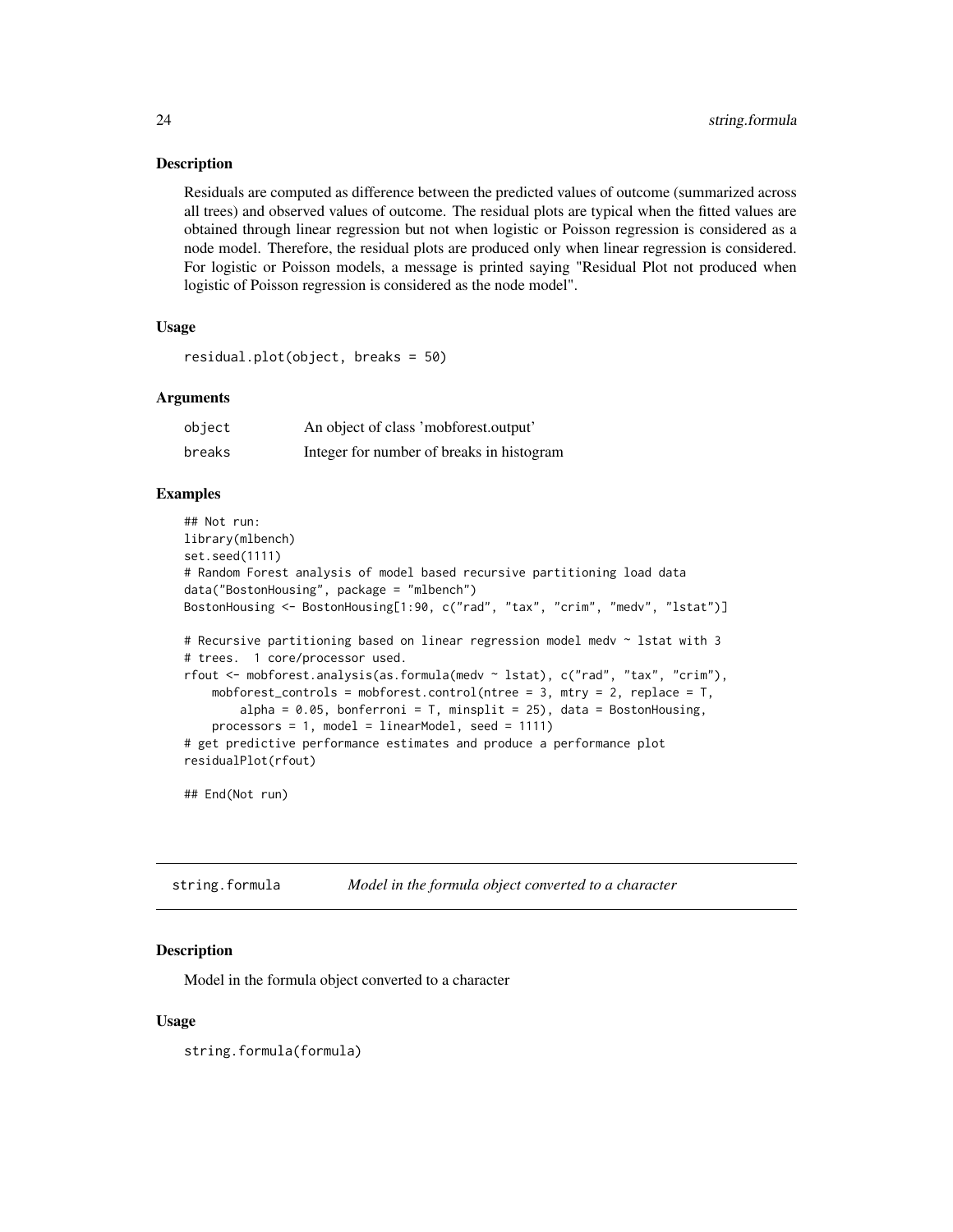### Description

Residuals are computed as difference between the predicted values of outcome (summarized across all trees) and observed values of outcome. The residual plots are typical when the fitted values are obtained through linear regression but not when logistic or Poisson regression is considered as a node model. Therefore, the residual plots are produced only when linear regression is considered. For logistic or Poisson models, a message is printed saying "Residual Plot not produced when logistic of Poisson regression is considered as the node model".

### Usage

```
residual.plot(object, breaks = 50)
```

### Arguments

| | |
|---|---|
| `object` | An object of class 'mobforest.output' |
| `breaks` | Integer for number of breaks in histogram |

### Examples

```
## Not run:
library(mlbench)
set.seed(1111)
# Random Forest analysis of model based recursive partitioning load data
data("BostonHousing", package = "mlbench")
BostonHousing <- BostonHousing[1:90, c("rad", "tax", "crim", "medv", "lstat")]

# Recursive partitioning based on linear regression model medv ~ lstat with 3
# trees.  1 core/processor used.
rfout <- mobforest.analysis(as.formula(medv ~ lstat), c("rad", "tax", "crim"),
    mobforest_controls = mobforest.control(ntree = 3, mtry = 2, replace = T,
        alpha = 0.05, bonferroni = T, minsplit = 25), data = BostonHousing,
    processors = 1, model = linearModel, seed = 1111)
# get predictive performance estimates and produce a performance plot
residualPlot(rfout)

## End(Not run)
```

---

## string.formula    *Model in the formula object converted to a character*

### Description

Model in the formula object converted to a character

### Usage

```
string.formula(formula)
```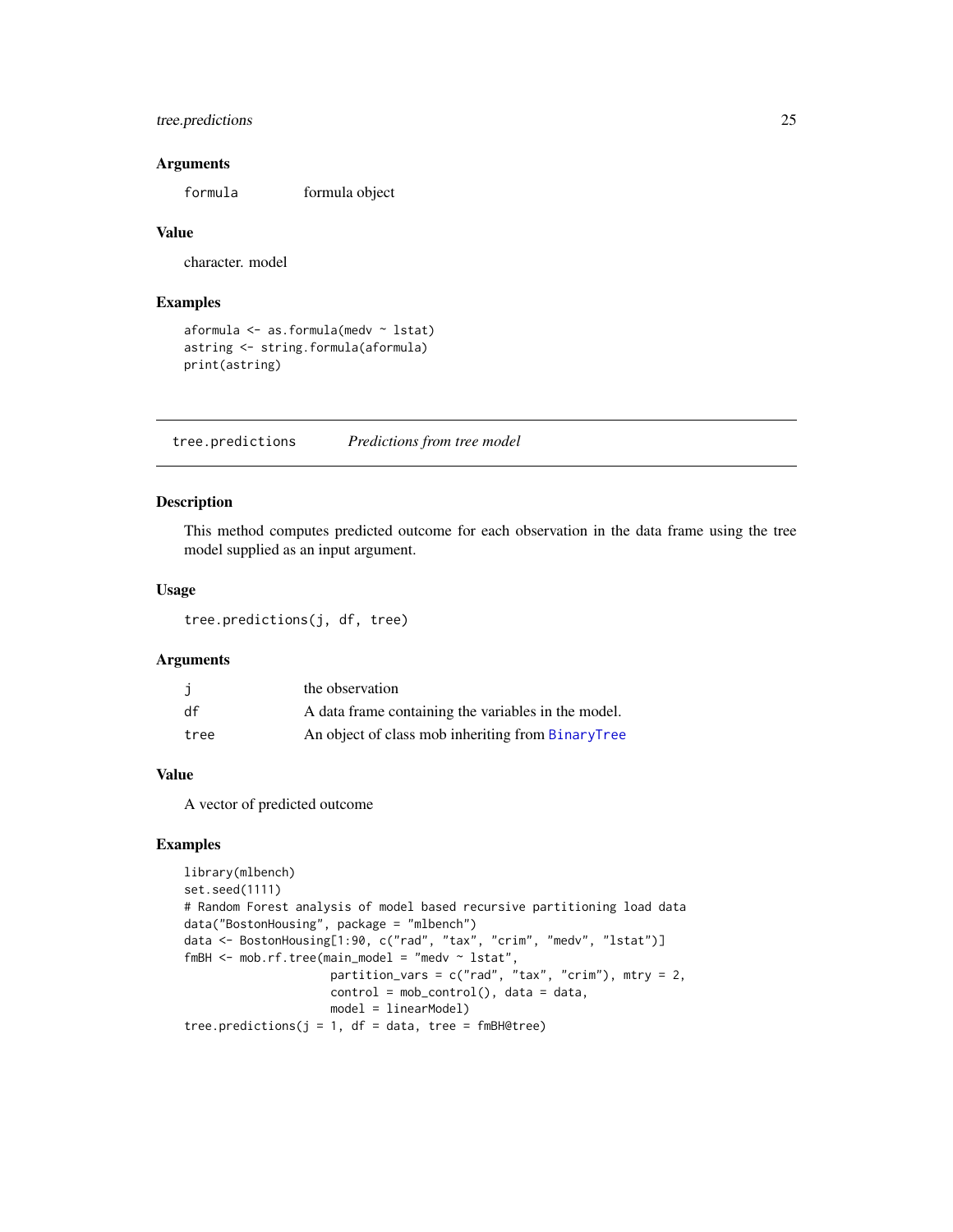### Arguments

| | |
|---|---|
| `formula` | formula object |

### Value

character. model

### Examples

```
aformula <- as.formula(medv ~ lstat)
astring <- string.formula(aformula)
print(astring)
```

---

## `tree.predictions` *Predictions from tree model*

---

### Description

This method computes predicted outcome for each observation in the data frame using the tree model supplied as an input argument.

### Usage

```
tree.predictions(j, df, tree)
```

### Arguments

| | |
|---|---|
| `j` | the observation |
| `df` | A data frame containing the variables in the model. |
| `tree` | An object of class mob inheriting from `BinaryTree` |

### Value

A vector of predicted outcome

### Examples

```
library(mlbench)
set.seed(1111)
# Random Forest analysis of model based recursive partitioning load data
data("BostonHousing", package = "mlbench")
data <- BostonHousing[1:90, c("rad", "tax", "crim", "medv", "lstat")]
fmBH <- mob.rf.tree(main_model = "medv ~ lstat",
                    partition_vars = c("rad", "tax", "crim"), mtry = 2,
                    control = mob_control(), data = data,
                    model = linearModel)
tree.predictions(j = 1, df = data, tree = fmBH@tree)
```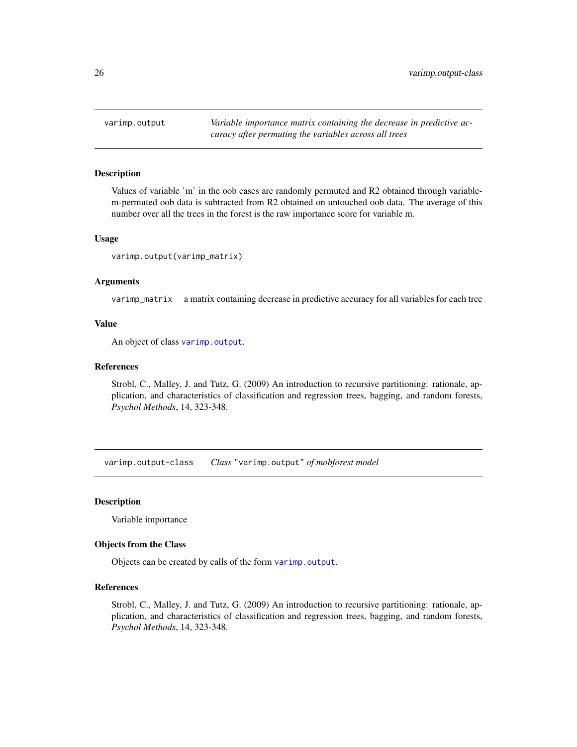## varimp.output — *Variable importance matrix containing the decrease in predictive accuracy after permuting the variables across all trees*

### Description

Values of variable 'm' in the oob cases are randomly permuted and R2 obtained through variable-m-permuted oob data is subtracted from R2 obtained on untouched oob data. The average of this number over all the trees in the forest is the raw importance score for variable m.

### Usage

```
varimp.output(varimp_matrix)
```

### Arguments

`varimp_matrix` a matrix containing decrease in predictive accuracy for all variables for each tree

### Value

An object of class `varimp.output`.

### References

Strobl, C., Malley, J. and Tutz, G. (2009) An introduction to recursive partitioning: rationale, application, and characteristics of classification and regression trees, bagging, and random forests, *Psychol Methods*, 14, 323-348.

## varimp.output-class — *Class* "varimp.output" *of mobforest model*

### Description

Variable importance

### Objects from the Class

Objects can be created by calls of the form `varimp.output`.

### References

Strobl, C., Malley, J. and Tutz, G. (2009) An introduction to recursive partitioning: rationale, application, and characteristics of classification and regression trees, bagging, and random forests, *Psychol Methods*, 14, 323-348.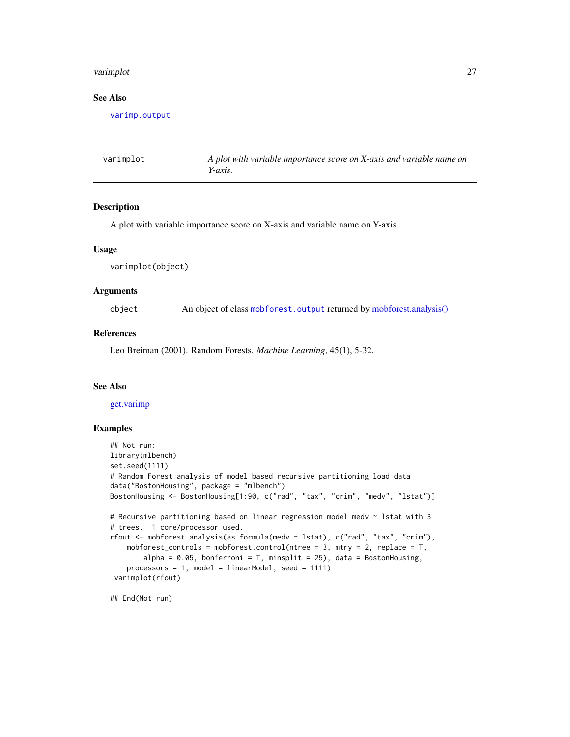## See Also

`varimp.output`

---

`varimplot` *A plot with variable importance score on X-axis and variable name on Y-axis.*

---

### Description

A plot with variable importance score on X-axis and variable name on Y-axis.

### Usage

```
varimplot(object)
```

### Arguments

| | |
|---|---|
| `object` | An object of class `mobforest.output` returned by mobforest.analysis() |

### References

Leo Breiman (2001). Random Forests. *Machine Learning*, 45(1), 5-32.

### See Also

get.varimp

### Examples

```
## Not run:
library(mlbench)
set.seed(1111)
# Random Forest analysis of model based recursive partitioning load data
data("BostonHousing", package = "mlbench")
BostonHousing <- BostonHousing[1:90, c("rad", "tax", "crim", "medv", "lstat")]

# Recursive partitioning based on linear regression model medv ~ lstat with 3
# trees.  1 core/processor used.
rfout <- mobforest.analysis(as.formula(medv ~ lstat), c("rad", "tax", "crim"),
    mobforest_controls = mobforest.control(ntree = 3, mtry = 2, replace = T,
        alpha = 0.05, bonferroni = T, minsplit = 25), data = BostonHousing,
    processors = 1, model = linearModel, seed = 1111)
 varimplot(rfout)

## End(Not run)
```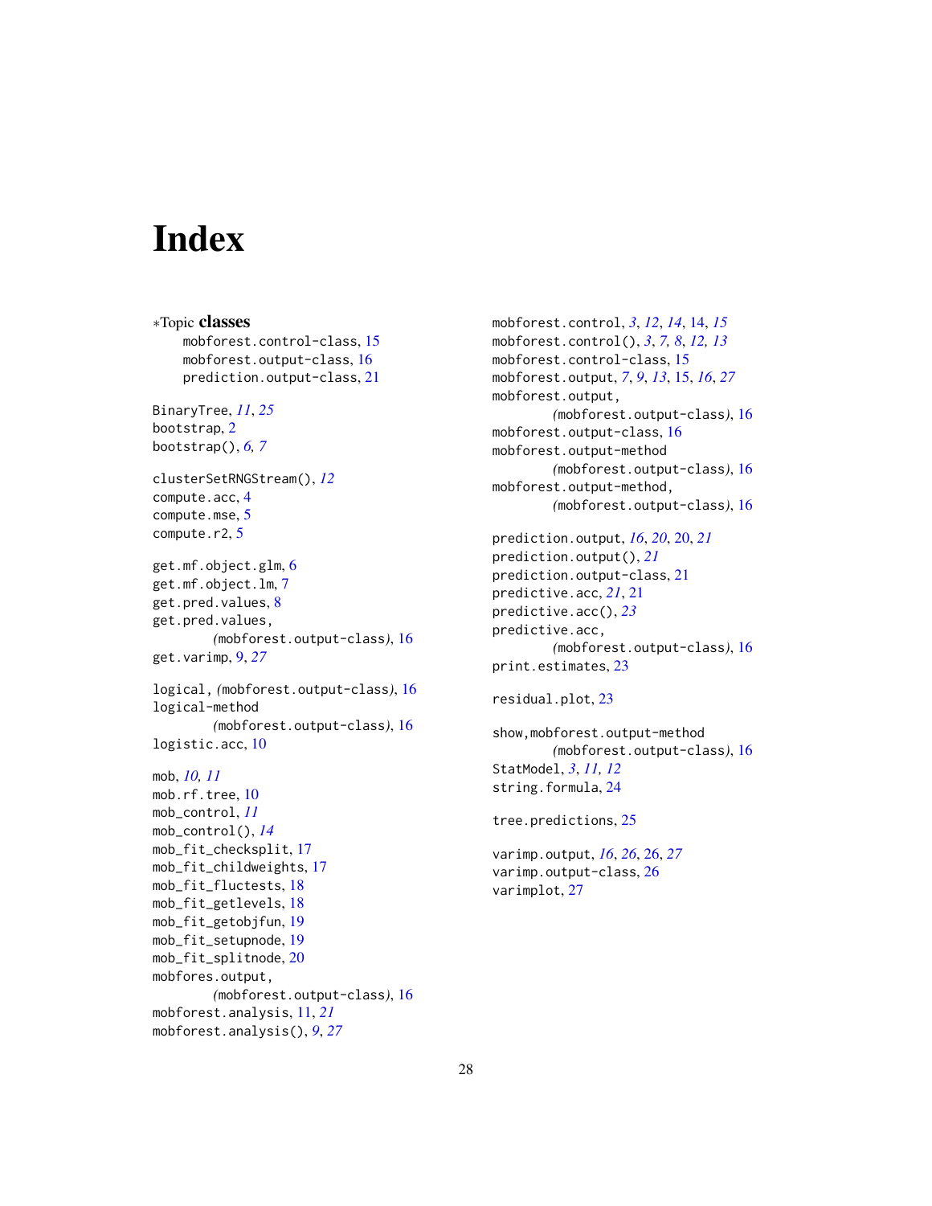# Index

∗Topic **classes**
- mobforest.control-class, 15
- mobforest.output-class, 16
- prediction.output-class, 21

BinaryTree, *11*, *25*
bootstrap, 2
bootstrap(), *6, 7*

clusterSetRNGStream(), *12*
compute.acc, 4
compute.mse, 5
compute.r2, 5

get.mf.object.glm, 6
get.mf.object.lm, 7
get.pred.values, 8
get.pred.values,
    *(*mobforest.output-class*)*, 16
get.varimp, 9, *27*

logical, *(*mobforest.output-class*)*, 16
logical-method
    *(*mobforest.output-class*)*, 16
logistic.acc, 10

mob, *10, 11*
mob.rf.tree, 10
mob_control, *11*
mob_control(), *14*
mob_fit_checksplit, 17
mob_fit_childweights, 17
mob_fit_fluctests, 18
mob_fit_getlevels, 18
mob_fit_getobjfun, 19
mob_fit_setupnode, 19
mob_fit_splitnode, 20
mobfores.output,
    *(*mobforest.output-class*)*, 16
mobforest.analysis, 11, *21*
mobforest.analysis(), *9*, *27*

mobforest.control, *3*, *12*, *14*, 14, *15*
mobforest.control(), *3*, *7, 8*, *12, 13*
mobforest.control-class, 15
mobforest.output, *7*, *9*, *13*, 15, *16*, *27*
mobforest.output,
    *(*mobforest.output-class*)*, 16
mobforest.output-class, 16
mobforest.output-method
    *(*mobforest.output-class*)*, 16
mobforest.output-method,
    *(*mobforest.output-class*)*, 16

prediction.output, *16*, *20*, 20, *21*
prediction.output(), *21*
prediction.output-class, 21
predictive.acc, *21*, 21
predictive.acc(), *23*
predictive.acc,
    *(*mobforest.output-class*)*, 16
print.estimates, 23

residual.plot, 23

show,mobforest.output-method
    *(*mobforest.output-class*)*, 16
StatModel, *3*, *11, 12*
string.formula, 24

tree.predictions, 25

varimp.output, *16*, *26*, 26, *27*
varimp.output-class, 26
varimplot, 27